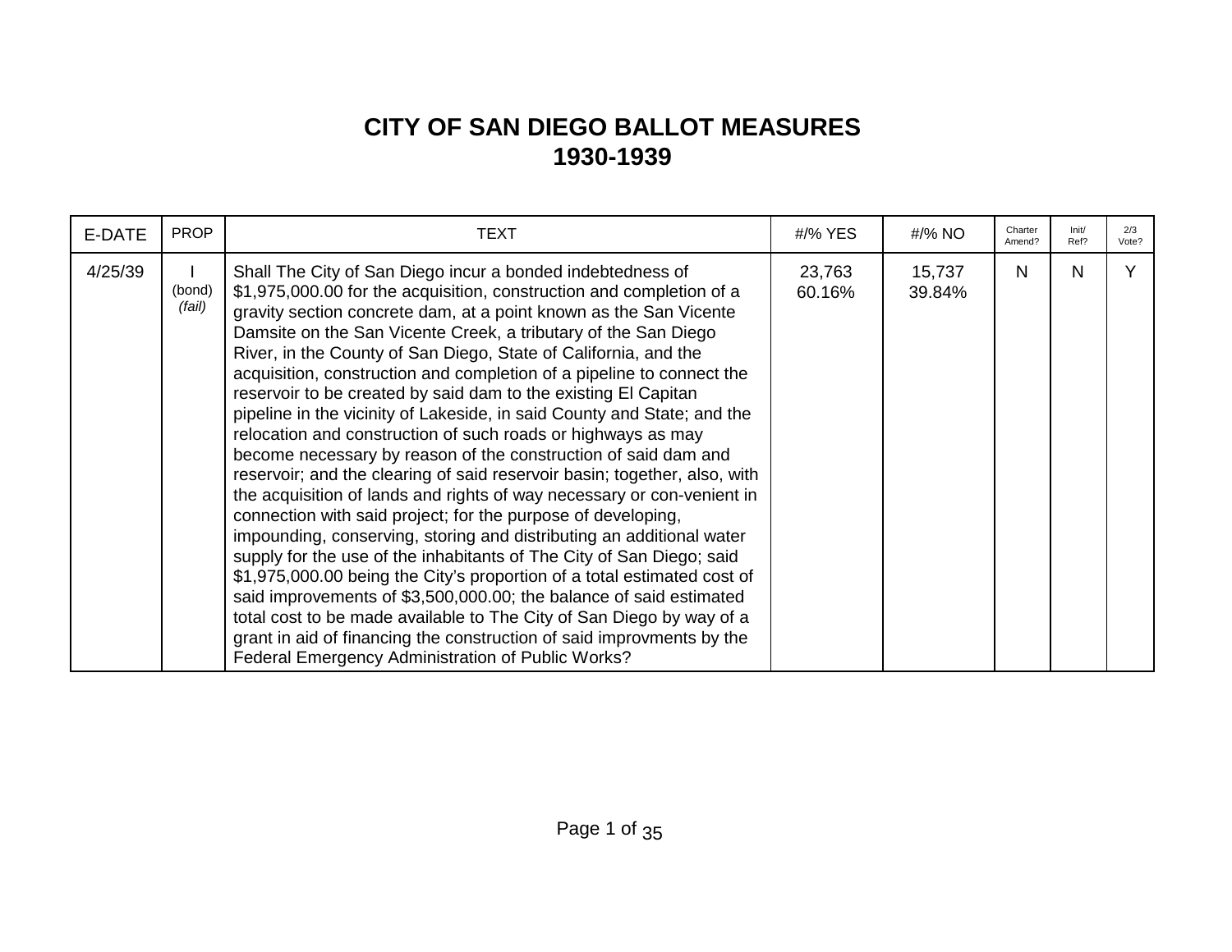# CITY OF SAN DIEGO BALLOT MEASURES
# 1930-1939

| E-DATE | PROP | TEXT | #/% YES | #/% NO | Charter Amend? | Init/ Ref? | 2/3 Vote? |
|---|---|---|---|---|---|---|---|
| 4/25/39 | I (bond) *(fail)* | Shall The City of San Diego incur a bonded indebtedness of $1,975,000.00 for the acquisition, construction and completion of a gravity section concrete dam, at a point known as the San Vicente Damsite on the San Vicente Creek, a tributary of the San Diego River, in the County of San Diego, State of California, and the acquisition, construction and completion of a pipeline to connect the reservoir to be created by said dam to the existing El Capitan pipeline in the vicinity of Lakeside, in said County and State; and the relocation and construction of such roads or highways as may become necessary by reason of the construction of said dam and reservoir; and the clearing of said reservoir basin; together, also, with the acquisition of lands and rights of way necessary or con-venient in connection with said project; for the purpose of developing, impounding, conserving, storing and distributing an additional water supply for the use of the inhabitants of The City of San Diego; said $1,975,000.00 being the City's proportion of a total estimated cost of said improvements of $3,500,000.00; the balance of said estimated total cost to be made available to The City of San Diego by way of a grant in aid of financing the construction of said improvments by the Federal Emergency Administration of Public Works? | 23,763 60.16% | 15,737 39.84% | N | N | Y |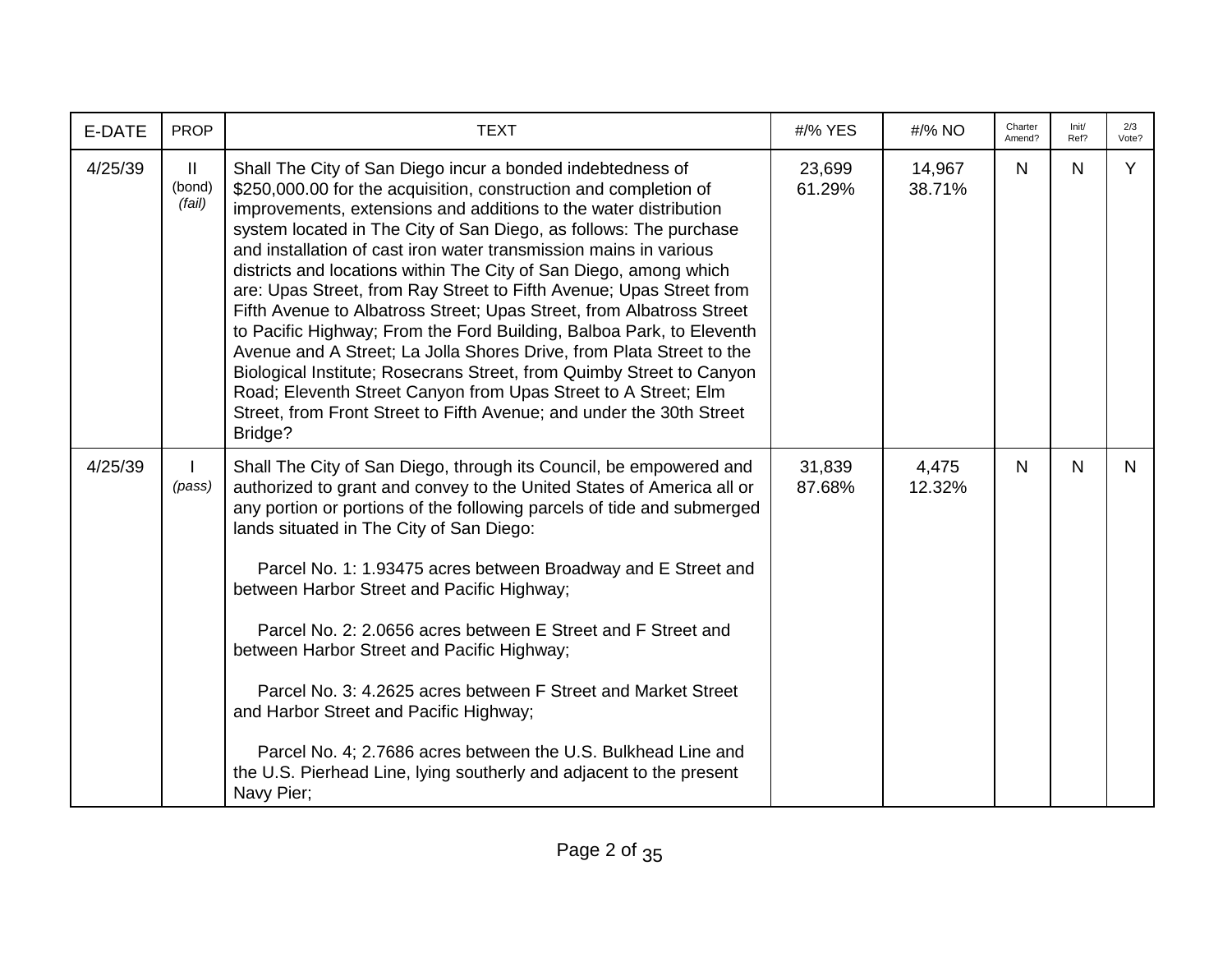| E-DATE | PROP | TEXT | #/% YES | #/% NO | Charter Amend? | Init/ Ref? | 2/3 Vote? |
|---|---|---|---|---|---|---|---|
| 4/25/39 | II (bond) *(fail)* | Shall The City of San Diego incur a bonded indebtedness of $250,000.00 for the acquisition, construction and completion of improvements, extensions and additions to the water distribution system located in The City of San Diego, as follows: The purchase and installation of cast iron water transmission mains in various districts and locations within The City of San Diego, among which are: Upas Street, from Ray Street to Fifth Avenue; Upas Street from Fifth Avenue to Albatross Street; Upas Street, from Albatross Street to Pacific Highway; From the Ford Building, Balboa Park, to Eleventh Avenue and A Street; La Jolla Shores Drive, from Plata Street to the Biological Institute; Rosecrans Street, from Quimby Street to Canyon Road; Eleventh Street Canyon from Upas Street to A Street; Elm Street, from Front Street to Fifth Avenue; and under the 30th Street Bridge? | 23,699 61.29% | 14,967 38.71% | N | N | Y |
| 4/25/39 | I *(pass)* | Shall The City of San Diego, through its Council, be empowered and authorized to grant and convey to the United States of America all or any portion or portions of the following parcels of tide and submerged lands situated in The City of San Diego:<br><br>Parcel No. 1: 1.93475 acres between Broadway and E Street and between Harbor Street and Pacific Highway;<br><br>Parcel No. 2: 2.0656 acres between E Street and F Street and between Harbor Street and Pacific Highway;<br><br>Parcel No. 3: 4.2625 acres between F Street and Market Street and Harbor Street and Pacific Highway;<br><br>Parcel No. 4; 2.7686 acres between the U.S. Bulkhead Line and the U.S. Pierhead Line, lying southerly and adjacent to the present Navy Pier; | 31,839 87.68% | 4,475 12.32% | N | N | N |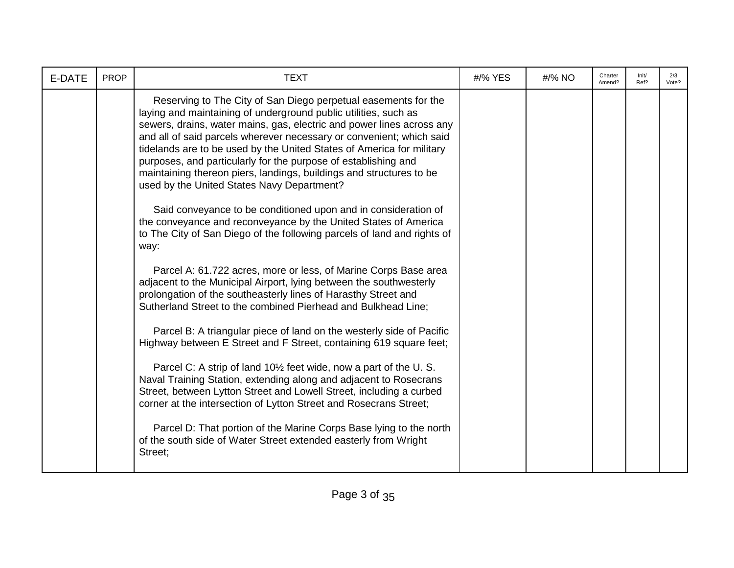| E-DATE | PROP | TEXT | #/% YES | #/% NO | Charter Amend? | Init/ Ref? | 2/3 Vote? |
|---|---|---|---|---|---|---|---|
| | | Reserving to The City of San Diego perpetual easements for the laying and maintaining of underground public utilities, such as sewers, drains, water mains, gas, electric and power lines across any and all of said parcels wherever necessary or convenient; which said tidelands are to be used by the United States of America for military purposes, and particularly for the purpose of establishing and maintaining thereon piers, landings, buildings and structures to be used by the United States Navy Department?<br><br>Said conveyance to be conditioned upon and in consideration of the conveyance and reconveyance by the United States of America to The City of San Diego of the following parcels of land and rights of way:<br><br>Parcel A: 61.722 acres, more or less, of Marine Corps Base area adjacent to the Municipal Airport, lying between the southwesterly prolongation of the southeasterly lines of Harasthy Street and Sutherland Street to the combined Pierhead and Bulkhead Line;<br><br>Parcel B: A triangular piece of land on the westerly side of Pacific Highway between E Street and F Street, containing 619 square feet;<br><br>Parcel C: A strip of land 10½ feet wide, now a part of the U. S. Naval Training Station, extending along and adjacent to Rosecrans Street, between Lytton Street and Lowell Street, including a curbed corner at the intersection of Lytton Street and Rosecrans Street;<br><br>Parcel D: That portion of the Marine Corps Base lying to the north of the south side of Water Street extended easterly from Wright Street; | | | | | |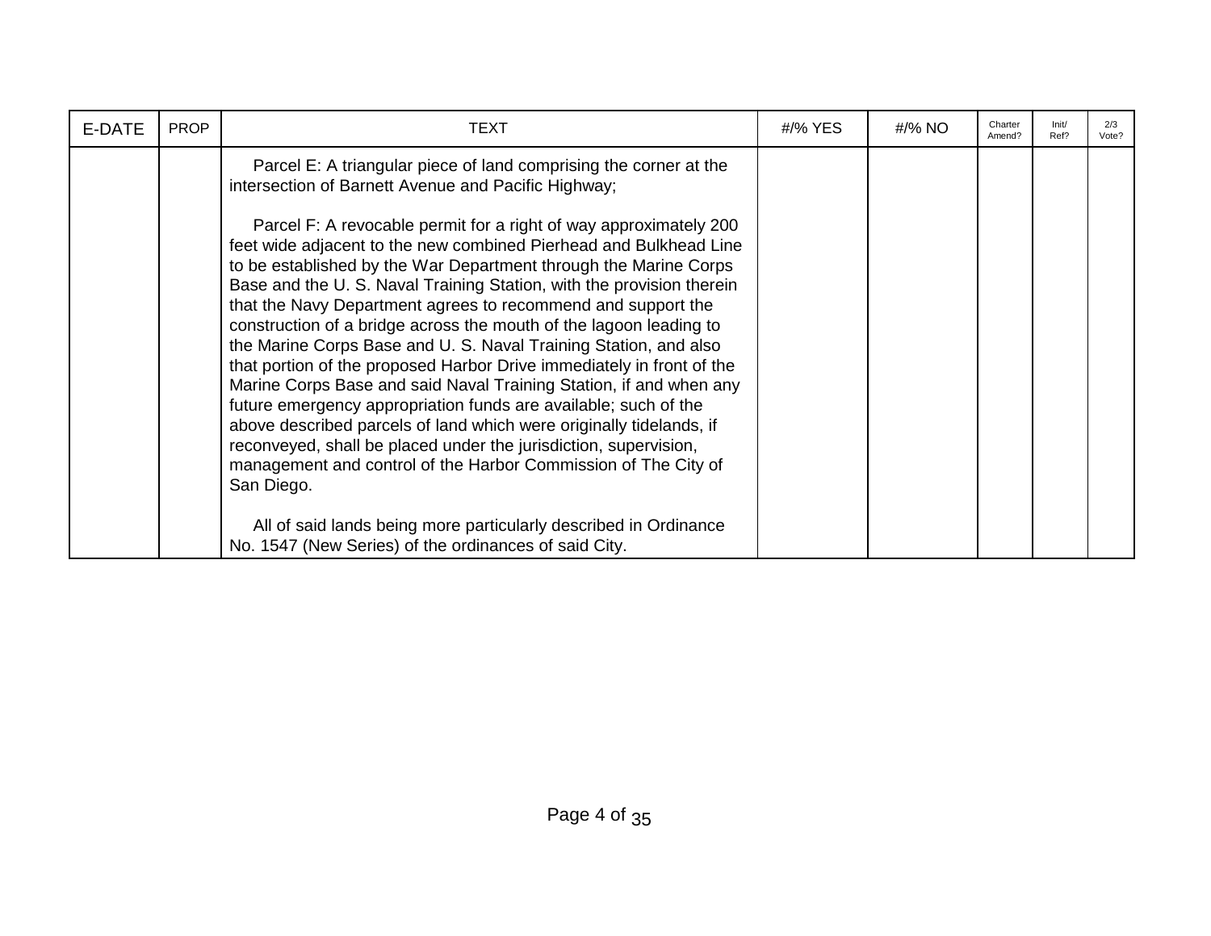| E-DATE | PROP | TEXT | #/% YES | #/% NO | Charter Amend? | Init/ Ref? | 2/3 Vote? |
|---|---|---|---|---|---|---|---|
| | | Parcel E: A triangular piece of land comprising the corner at the intersection of Barnett Avenue and Pacific Highway;<br><br>Parcel F: A revocable permit for a right of way approximately 200 feet wide adjacent to the new combined Pierhead and Bulkhead Line to be established by the War Department through the Marine Corps Base and the U. S. Naval Training Station, with the provision therein that the Navy Department agrees to recommend and support the construction of a bridge across the mouth of the lagoon leading to the Marine Corps Base and U. S. Naval Training Station, and also that portion of the proposed Harbor Drive immediately in front of the Marine Corps Base and said Naval Training Station, if and when any future emergency appropriation funds are available; such of the above described parcels of land which were originally tidelands, if reconveyed, shall be placed under the jurisdiction, supervision, management and control of the Harbor Commission of The City of San Diego.<br><br>All of said lands being more particularly described in Ordinance No. 1547 (New Series) of the ordinances of said City. | | | | | |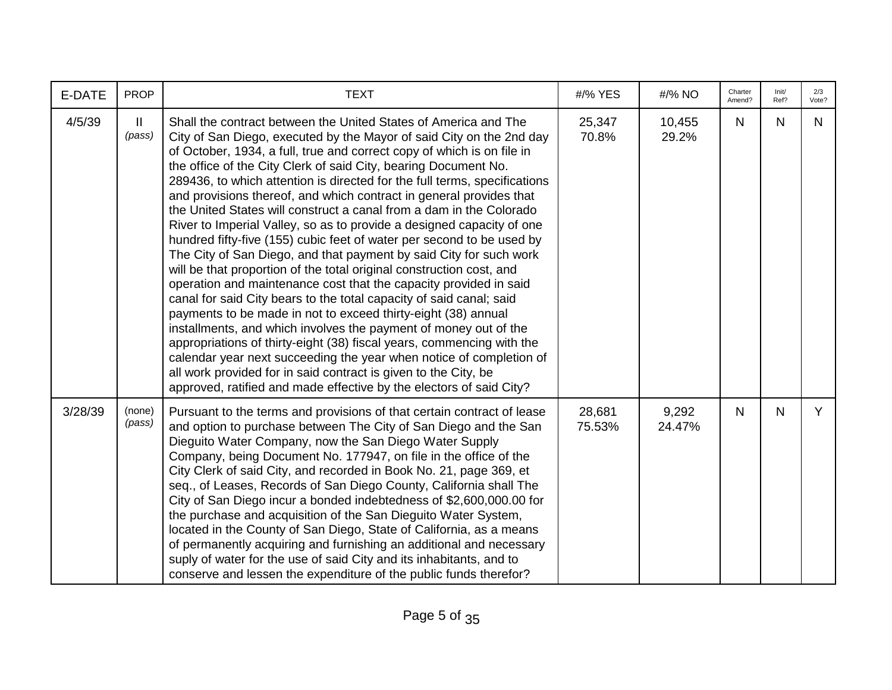| E-DATE | PROP | TEXT | #/% YES | #/% NO | Charter Amend? | Init/ Ref? | 2/3 Vote? |
|---|---|---|---|---|---|---|---|
| 4/5/39 | II *(pass)* | Shall the contract between the United States of America and The City of San Diego, executed by the Mayor of said City on the 2nd day of October, 1934, a full, true and correct copy of which is on file in the office of the City Clerk of said City, bearing Document No. 289436, to which attention is directed for the full terms, specifications and provisions thereof, and which contract in general provides that the United States will construct a canal from a dam in the Colorado River to Imperial Valley, so as to provide a designed capacity of one hundred fifty-five (155) cubic feet of water per second to be used by The City of San Diego, and that payment by said City for such work will be that proportion of the total original construction cost, and operation and maintenance cost that the capacity provided in said canal for said City bears to the total capacity of said canal; said payments to be made in not to exceed thirty-eight (38) annual installments, and which involves the payment of money out of the appropriations of thirty-eight (38) fiscal years, commencing with the calendar year next succeeding the year when notice of completion of all work provided for in said contract is given to the City, be approved, ratified and made effective by the electors of said City? | 25,347 70.8% | 10,455 29.2% | N | N | N |
| 3/28/39 | (none) *(pass)* | Pursuant to the terms and provisions of that certain contract of lease and option to purchase between The City of San Diego and the San Dieguito Water Company, now the San Diego Water Supply Company, being Document No. 177947, on file in the office of the City Clerk of said City, and recorded in Book No. 21, page 369, et seq., of Leases, Records of San Diego County, California shall The City of San Diego incur a bonded indebtedness of $2,600,000.00 for the purchase and acquisition of the San Dieguito Water System, located in the County of San Diego, State of California, as a means of permanently acquiring and furnishing an additional and necessary suply of water for the use of said City and its inhabitants, and to conserve and lessen the expenditure of the public funds therefor? | 28,681 75.53% | 9,292 24.47% | N | N | Y |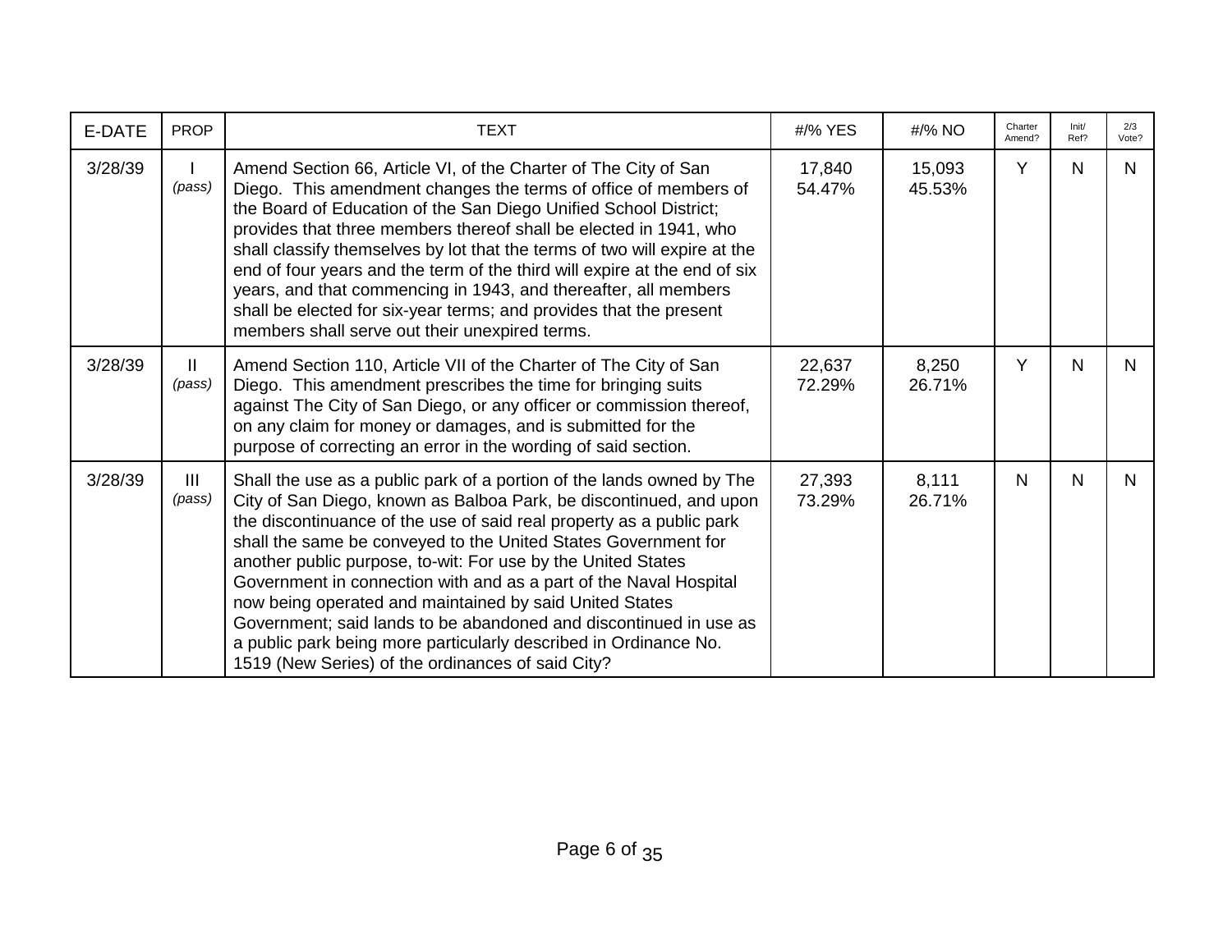| E-DATE | PROP | TEXT | #/% YES | #/% NO | Charter Amend? | Init/ Ref? | 2/3 Vote? |
|---|---|---|---|---|---|---|---|
| 3/28/39 | I *(pass)* | Amend Section 66, Article VI, of the Charter of The City of San Diego. This amendment changes the terms of office of members of the Board of Education of the San Diego Unified School District; provides that three members thereof shall be elected in 1941, who shall classify themselves by lot that the terms of two will expire at the end of four years and the term of the third will expire at the end of six years, and that commencing in 1943, and thereafter, all members shall be elected for six-year terms; and provides that the present members shall serve out their unexpired terms. | 17,840 54.47% | 15,093 45.53% | Y | N | N |
| 3/28/39 | II *(pass)* | Amend Section 110, Article VII of the Charter of The City of San Diego. This amendment prescribes the time for bringing suits against The City of San Diego, or any officer or commission thereof, on any claim for money or damages, and is submitted for the purpose of correcting an error in the wording of said section. | 22,637 72.29% | 8,250 26.71% | Y | N | N |
| 3/28/39 | III *(pass)* | Shall the use as a public park of a portion of the lands owned by The City of San Diego, known as Balboa Park, be discontinued, and upon the discontinuance of the use of said real property as a public park shall the same be conveyed to the United States Government for another public purpose, to-wit: For use by the United States Government in connection with and as a part of the Naval Hospital now being operated and maintained by said United States Government; said lands to be abandoned and discontinued in use as a public park being more particularly described in Ordinance No. 1519 (New Series) of the ordinances of said City? | 27,393 73.29% | 8,111 26.71% | N | N | N |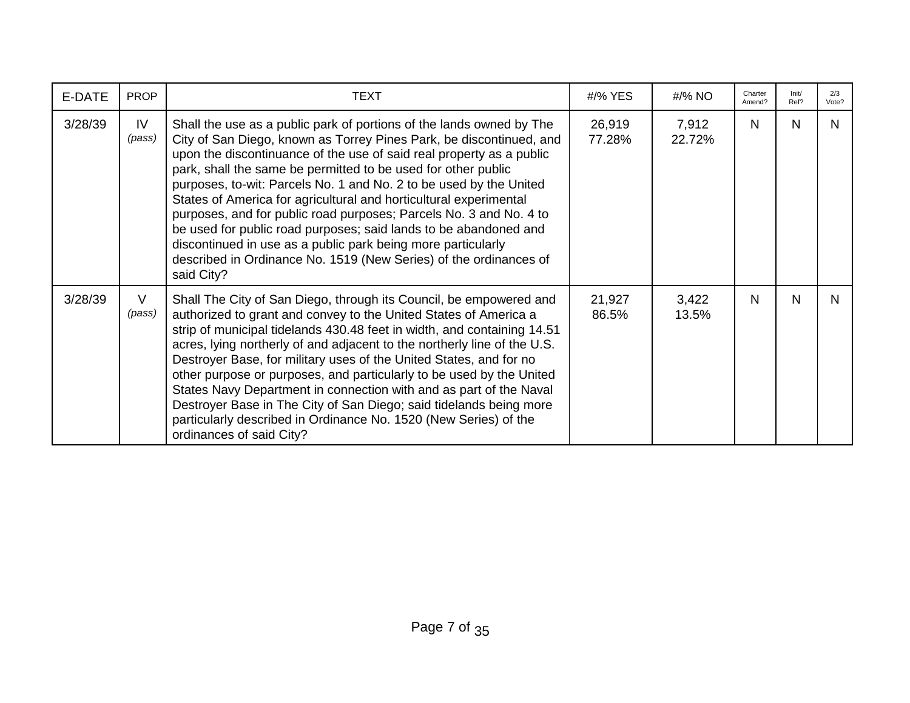| E-DATE | PROP | TEXT | #/% YES | #/% NO | Charter Amend? | Init/ Ref? | 2/3 Vote? |
|---|---|---|---|---|---|---|---|
| 3/28/39 | IV *(pass)* | Shall the use as a public park of portions of the lands owned by The City of San Diego, known as Torrey Pines Park, be discontinued, and upon the discontinuance of the use of said real property as a public park, shall the same be permitted to be used for other public purposes, to-wit: Parcels No. 1 and No. 2 to be used by the United States of America for agricultural and horticultural experimental purposes, and for public road purposes; Parcels No. 3 and No. 4 to be used for public road purposes; said lands to be abandoned and discontinued in use as a public park being more particularly described in Ordinance No. 1519 (New Series) of the ordinances of said City? | 26,919 77.28% | 7,912 22.72% | N | N | N |
| 3/28/39 | V *(pass)* | Shall The City of San Diego, through its Council, be empowered and authorized to grant and convey to the United States of America a strip of municipal tidelands 430.48 feet in width, and containing 14.51 acres, lying northerly of and adjacent to the northerly line of the U.S. Destroyer Base, for military uses of the United States, and for no other purpose or purposes, and particularly to be used by the United States Navy Department in connection with and as part of the Naval Destroyer Base in The City of San Diego; said tidelands being more particularly described in Ordinance No. 1520 (New Series) of the ordinances of said City? | 21,927 86.5% | 3,422 13.5% | N | N | N |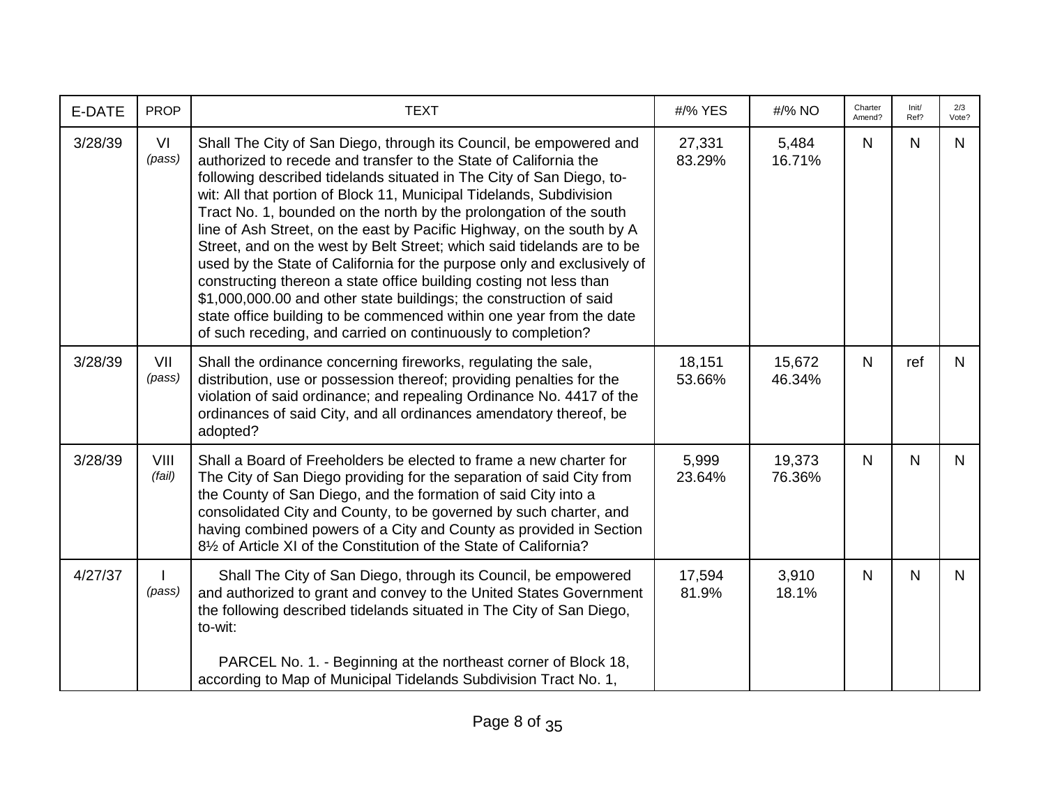| E-DATE | PROP | TEXT | #/% YES | #/% NO | Charter Amend? | Init/ Ref? | 2/3 Vote? |
|---|---|---|---|---|---|---|---|
| 3/28/39 | VI *(pass)* | Shall The City of San Diego, through its Council, be empowered and authorized to recede and transfer to the State of California the following described tidelands situated in The City of San Diego, to-wit: All that portion of Block 11, Municipal Tidelands, Subdivision Tract No. 1, bounded on the north by the prolongation of the south line of Ash Street, on the east by Pacific Highway, on the south by A Street, and on the west by Belt Street; which said tidelands are to be used by the State of California for the purpose only and exclusively of constructing thereon a state office building costing not less than $1,000,000.00 and other state buildings; the construction of said state office building to be commenced within one year from the date of such receding, and carried on continuously to completion? | 27,331 83.29% | 5,484 16.71% | N | N | N |
| 3/28/39 | VII *(pass)* | Shall the ordinance concerning fireworks, regulating the sale, distribution, use or possession thereof; providing penalties for the violation of said ordinance; and repealing Ordinance No. 4417 of the ordinances of said City, and all ordinances amendatory thereof, be adopted? | 18,151 53.66% | 15,672 46.34% | N | ref | N |
| 3/28/39 | VIII *(fail)* | Shall a Board of Freeholders be elected to frame a new charter for The City of San Diego providing for the separation of said City from the County of San Diego, and the formation of said City into a consolidated City and County, to be governed by such charter, and having combined powers of a City and County as provided in Section 8½ of Article XI of the Constitution of the State of California? | 5,999 23.64% | 19,373 76.36% | N | N | N |
| 4/27/37 | I *(pass)* | Shall The City of San Diego, through its Council, be empowered and authorized to grant and convey to the United States Government the following described tidelands situated in The City of San Diego, to-wit: <br><br> PARCEL No. 1. - Beginning at the northeast corner of Block 18, according to Map of Municipal Tidelands Subdivision Tract No. 1, | 17,594 81.9% | 3,910 18.1% | N | N | N |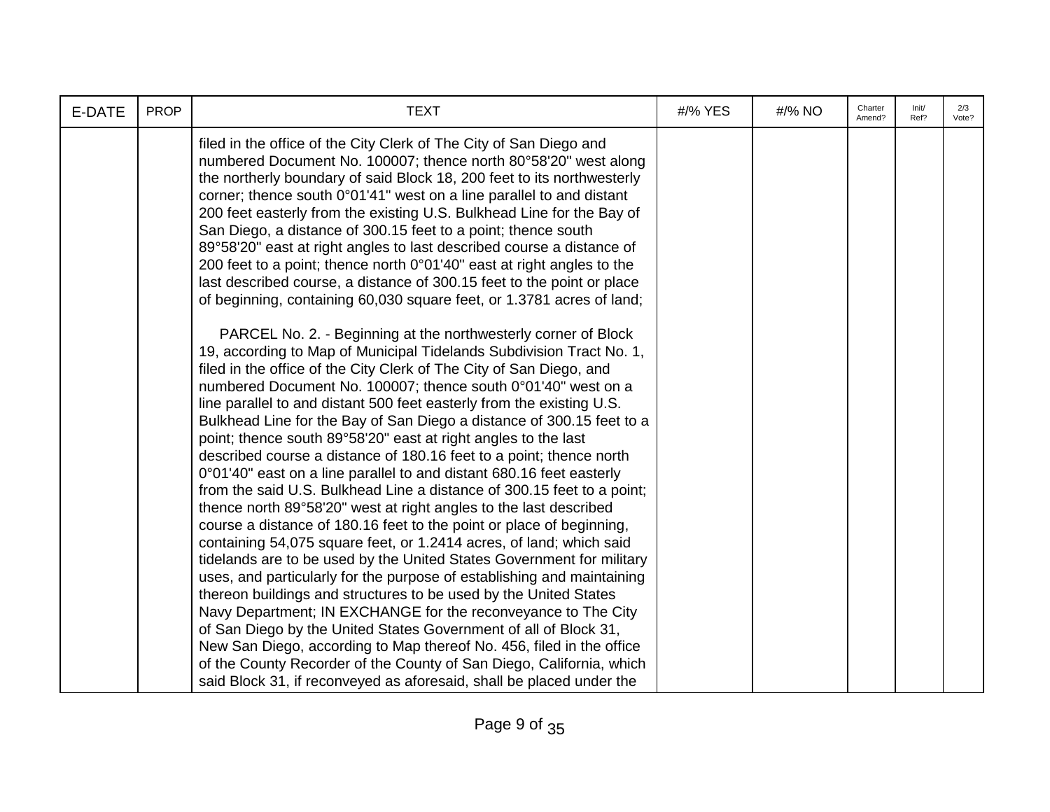| E-DATE | PROP | TEXT | #/% YES | #/% NO | Charter Amend? | Init/ Ref? | 2/3 Vote? |
|---|---|---|---|---|---|---|---|
| | | filed in the office of the City Clerk of The City of San Diego and numbered Document No. 100007; thence north 80°58'20" west along the northerly boundary of said Block 18, 200 feet to its northwesterly corner; thence south 0°01'41" west on a line parallel to and distant 200 feet easterly from the existing U.S. Bulkhead Line for the Bay of San Diego, a distance of 300.15 feet to a point; thence south 89°58'20" east at right angles to last described course a distance of 200 feet to a point; thence north 0°01'40" east at right angles to the last described course, a distance of 300.15 feet to the point or place of beginning, containing 60,030 square feet, or 1.3781 acres of land;<br><br>PARCEL No. 2. - Beginning at the northwesterly corner of Block 19, according to Map of Municipal Tidelands Subdivision Tract No. 1, filed in the office of the City Clerk of The City of San Diego, and numbered Document No. 100007; thence south 0°01'40" west on a line parallel to and distant 500 feet easterly from the existing U.S. Bulkhead Line for the Bay of San Diego a distance of 300.15 feet to a point; thence south 89°58'20" east at right angles to the last described course a distance of 180.16 feet to a point; thence north 0°01'40" east on a line parallel to and distant 680.16 feet easterly from the said U.S. Bulkhead Line a distance of 300.15 feet to a point; thence north 89°58'20" west at right angles to the last described course a distance of 180.16 feet to the point or place of beginning, containing 54,075 square feet, or 1.2414 acres, of land; which said tidelands are to be used by the United States Government for military uses, and particularly for the purpose of establishing and maintaining thereon buildings and structures to be used by the United States Navy Department; IN EXCHANGE for the reconveyance to The City of San Diego by the United States Government of all of Block 31, New San Diego, according to Map thereof No. 456, filed in the office of the County Recorder of the County of San Diego, California, which said Block 31, if reconveyed as aforesaid, shall be placed under the | | | | | |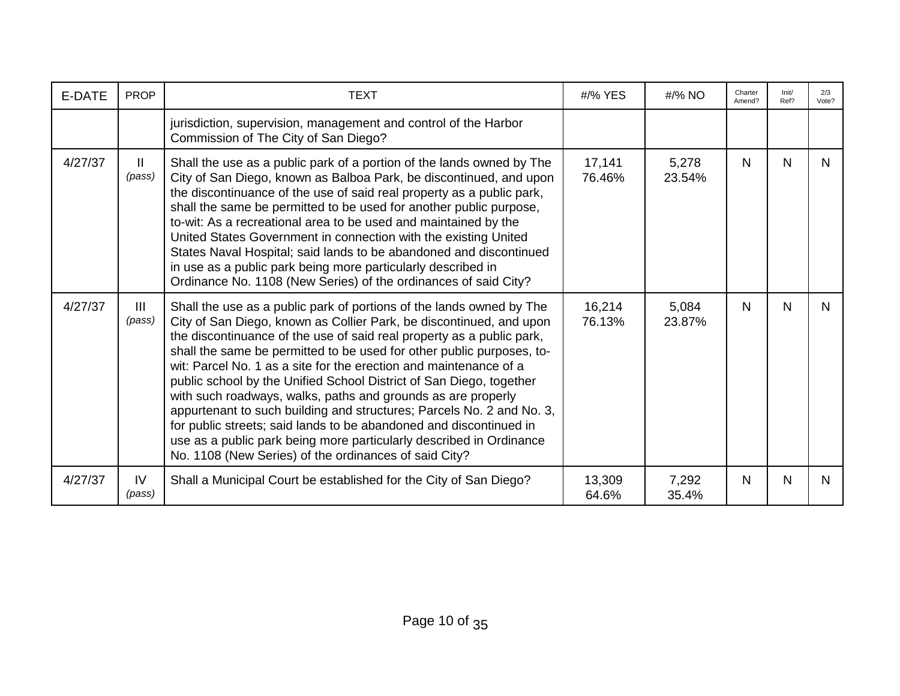| E-DATE | PROP | TEXT | #/% YES | #/% NO | Charter Amend? | Init/ Ref? | 2/3 Vote? |
|---|---|---|---|---|---|---|---|
| | | jurisdiction, supervision, management and control of the Harbor Commission of The City of San Diego? | | | | | |
| 4/27/37 | II *(pass)* | Shall the use as a public park of a portion of the lands owned by The City of San Diego, known as Balboa Park, be discontinued, and upon the discontinuance of the use of said real property as a public park, shall the same be permitted to be used for another public purpose, to-wit: As a recreational area to be used and maintained by the United States Government in connection with the existing United States Naval Hospital; said lands to be abandoned and discontinued in use as a public park being more particularly described in Ordinance No. 1108 (New Series) of the ordinances of said City? | 17,141 76.46% | 5,278 23.54% | N | N | N |
| 4/27/37 | III *(pass)* | Shall the use as a public park of portions of the lands owned by The City of San Diego, known as Collier Park, be discontinued, and upon the discontinuance of the use of said real property as a public park, shall the same be permitted to be used for other public purposes, to-wit: Parcel No. 1 as a site for the erection and maintenance of a public school by the Unified School District of San Diego, together with such roadways, walks, paths and grounds as are properly appurtenant to such building and structures; Parcels No. 2 and No. 3, for public streets; said lands to be abandoned and discontinued in use as a public park being more particularly described in Ordinance No. 1108 (New Series) of the ordinances of said City? | 16,214 76.13% | 5,084 23.87% | N | N | N |
| 4/27/37 | IV *(pass)* | Shall a Municipal Court be established for the City of San Diego? | 13,309 64.6% | 7,292 35.4% | N | N | N |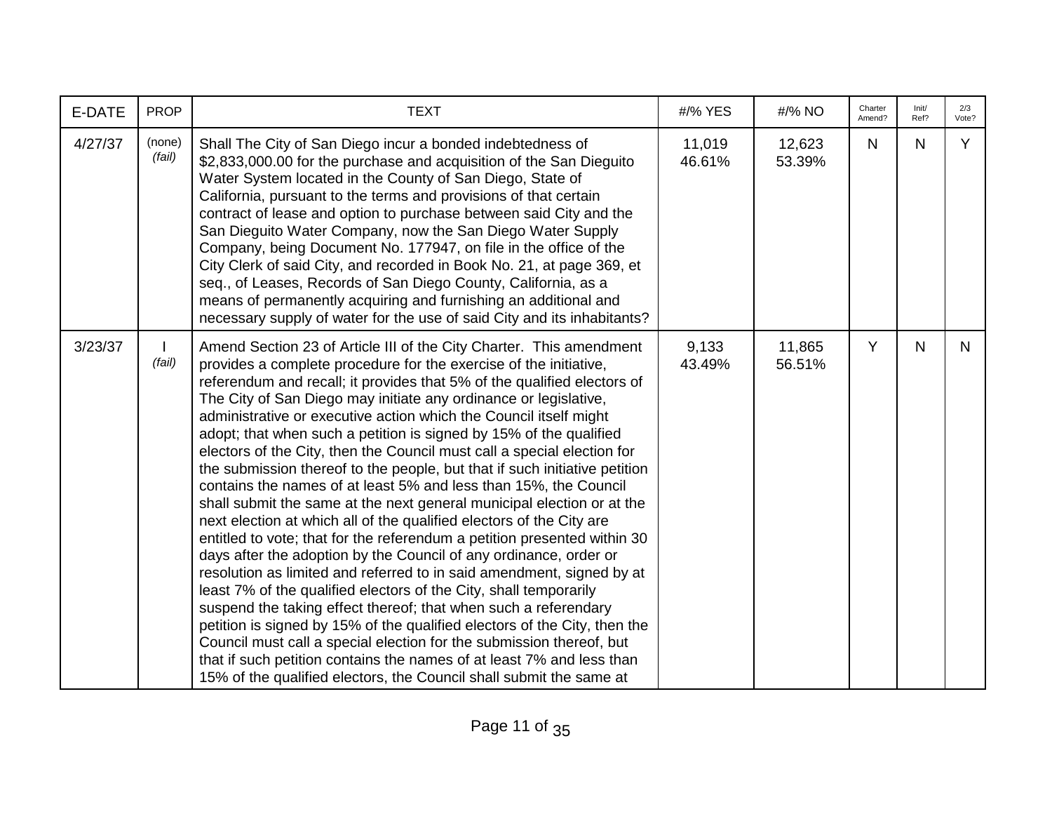| E-DATE | PROP | TEXT | #/% YES | #/% NO | Charter Amend? | Init/ Ref? | 2/3 Vote? |
|---|---|---|---|---|---|---|---|
| 4/27/37 | (none) *(fail)* | Shall The City of San Diego incur a bonded indebtedness of $2,833,000.00 for the purchase and acquisition of the San Dieguito Water System located in the County of San Diego, State of California, pursuant to the terms and provisions of that certain contract of lease and option to purchase between said City and the San Dieguito Water Company, now the San Diego Water Supply Company, being Document No. 177947, on file in the office of the City Clerk of said City, and recorded in Book No. 21, at page 369, et seq., of Leases, Records of San Diego County, California, as a means of permanently acquiring and furnishing an additional and necessary supply of water for the use of said City and its inhabitants? | 11,019 46.61% | 12,623 53.39% | N | N | Y |
| 3/23/37 | I *(fail)* | Amend Section 23 of Article III of the City Charter. This amendment provides a complete procedure for the exercise of the initiative, referendum and recall; it provides that 5% of the qualified electors of The City of San Diego may initiate any ordinance or legislative, administrative or executive action which the Council itself might adopt; that when such a petition is signed by 15% of the qualified electors of the City, then the Council must call a special election for the submission thereof to the people, but that if such initiative petition contains the names of at least 5% and less than 15%, the Council shall submit the same at the next general municipal election or at the next election at which all of the qualified electors of the City are entitled to vote; that for the referendum a petition presented within 30 days after the adoption by the Council of any ordinance, order or resolution as limited and referred to in said amendment, signed by at least 7% of the qualified electors of the City, shall temporarily suspend the taking effect thereof; that when such a referendary petition is signed by 15% of the qualified electors of the City, then the Council must call a special election for the submission thereof, but that if such petition contains the names of at least 7% and less than 15% of the qualified electors, the Council shall submit the same at | 9,133 43.49% | 11,865 56.51% | Y | N | N |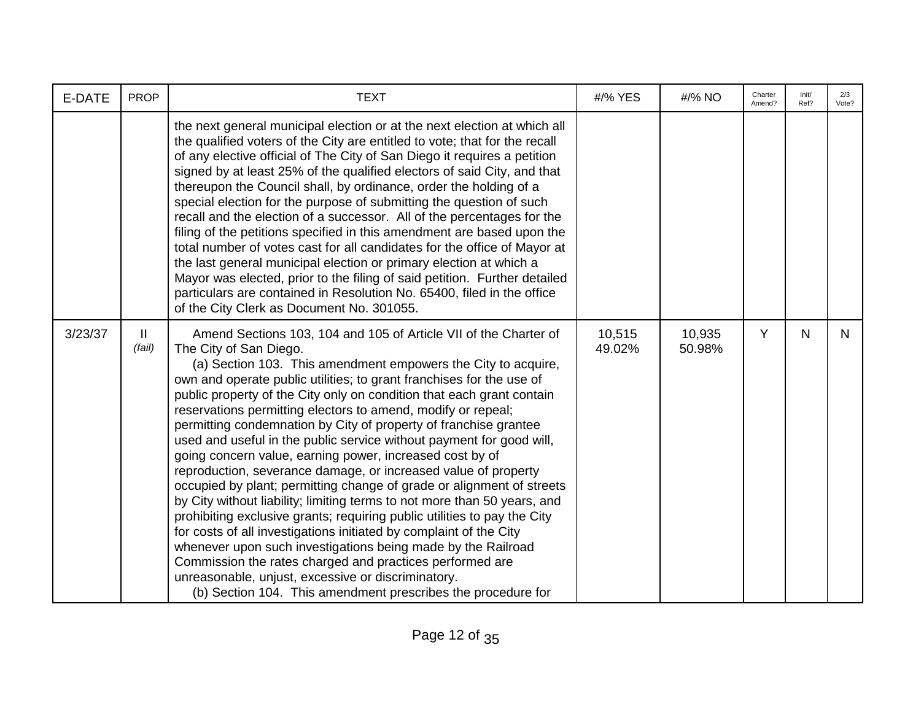| E-DATE | PROP | TEXT | #/% YES | #/% NO | Charter Amend? | Init/ Ref? | 2/3 Vote? |
|---|---|---|---|---|---|---|---|
| | | the next general municipal election or at the next election at which all the qualified voters of the City are entitled to vote; that for the recall of any elective official of The City of San Diego it requires a petition signed by at least 25% of the qualified electors of said City, and that thereupon the Council shall, by ordinance, order the holding of a special election for the purpose of submitting the question of such recall and the election of a successor. All of the percentages for the filing of the petitions specified in this amendment are based upon the total number of votes cast for all candidates for the office of Mayor at the last general municipal election or primary election at which a Mayor was elected, prior to the filing of said petition. Further detailed particulars are contained in Resolution No. 65400, filed in the office of the City Clerk as Document No. 301055. | | | | | |
| 3/23/37 | II *(fail)* | Amend Sections 103, 104 and 105 of Article VII of the Charter of The City of San Diego. (a) Section 103. This amendment empowers the City to acquire, own and operate public utilities; to grant franchises for the use of public property of the City only on condition that each grant contain reservations permitting electors to amend, modify or repeal; permitting condemnation by City of property of franchise grantee used and useful in the public service without payment for good will, going concern value, earning power, increased cost by of reproduction, severance damage, or increased value of property occupied by plant; permitting change of grade or alignment of streets by City without liability; limiting terms to not more than 50 years, and prohibiting exclusive grants; requiring public utilities to pay the City for costs of all investigations initiated by complaint of the City whenever upon such investigations being made by the Railroad Commission the rates charged and practices performed are unreasonable, unjust, excessive or discriminatory. (b) Section 104. This amendment prescribes the procedure for | 10,515 49.02% | 10,935 50.98% | Y | N | N |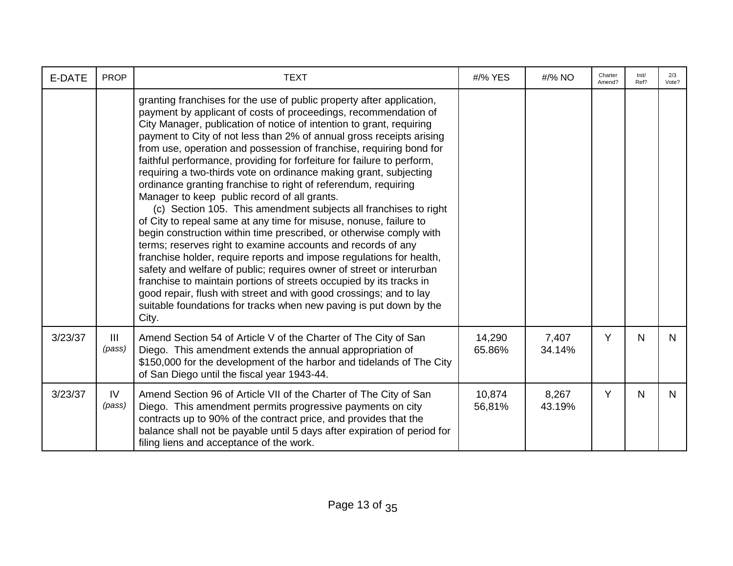| E-DATE | PROP | TEXT | #/% YES | #/% NO | Charter Amend? | Init/ Ref? | 2/3 Vote? |
|---|---|---|---|---|---|---|---|
| | | granting franchises for the use of public property after application, payment by applicant of costs of proceedings, recommendation of City Manager, publication of notice of intention to grant, requiring payment to City of not less than 2% of annual gross receipts arising from use, operation and possession of franchise, requiring bond for faithful performance, providing for forfeiture for failure to perform, requiring a two-thirds vote on ordinance making grant, subjecting ordinance granting franchise to right of referendum, requiring Manager to keep public record of all grants.<br>(c) Section 105. This amendment subjects all franchises to right of City to repeal same at any time for misuse, nonuse, failure to begin construction within time prescribed, or otherwise comply with terms; reserves right to examine accounts and records of any franchise holder, require reports and impose regulations for health, safety and welfare of public; requires owner of street or interurban franchise to maintain portions of streets occupied by its tracks in good repair, flush with street and with good crossings; and to lay suitable foundations for tracks when new paving is put down by the City. | | | | | |
| 3/23/37 | III *(pass)* | Amend Section 54 of Article V of the Charter of The City of San Diego. This amendment extends the annual appropriation of $150,000 for the development of the harbor and tidelands of The City of San Diego until the fiscal year 1943-44. | 14,290 65.86% | 7,407 34.14% | Y | N | N |
| 3/23/37 | IV *(pass)* | Amend Section 96 of Article VII of the Charter of The City of San Diego. This amendment permits progressive payments on city contracts up to 90% of the contract price, and provides that the balance shall not be payable until 5 days after expiration of period for filing liens and acceptance of the work. | 10,874 56,81% | 8,267 43.19% | Y | N | N |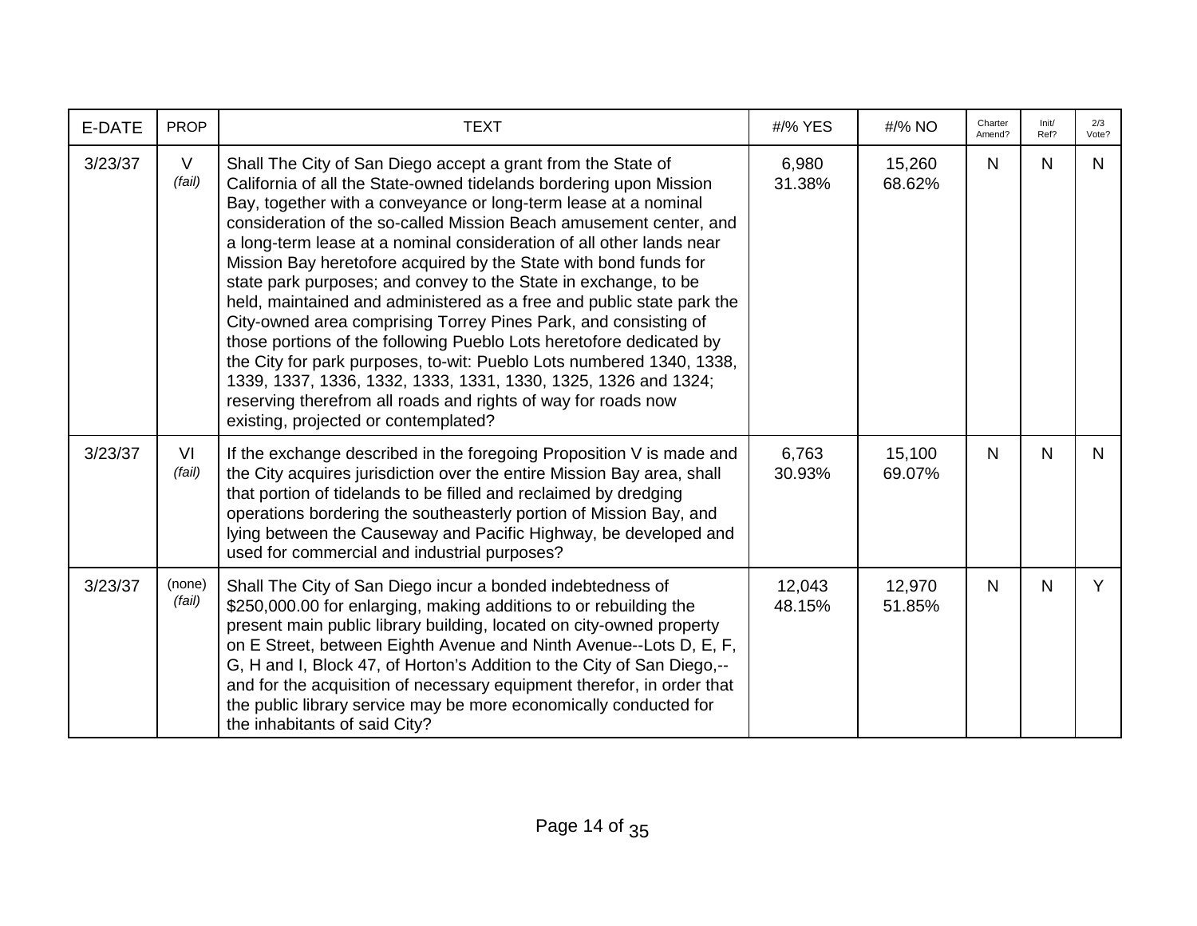| E-DATE | PROP | TEXT | #/% YES | #/% NO | Charter Amend? | Init/ Ref? | 2/3 Vote? |
|---|---|---|---|---|---|---|---|
| 3/23/37 | V *(fail)* | Shall The City of San Diego accept a grant from the State of California of all the State-owned tidelands bordering upon Mission Bay, together with a conveyance or long-term lease at a nominal consideration of the so-called Mission Beach amusement center, and a long-term lease at a nominal consideration of all other lands near Mission Bay heretofore acquired by the State with bond funds for state park purposes; and convey to the State in exchange, to be held, maintained and administered as a free and public state park the City-owned area comprising Torrey Pines Park, and consisting of those portions of the following Pueblo Lots heretofore dedicated by the City for park purposes, to-wit: Pueblo Lots numbered 1340, 1338, 1339, 1337, 1336, 1332, 1333, 1331, 1330, 1325, 1326 and 1324; reserving therefrom all roads and rights of way for roads now existing, projected or contemplated? | 6,980 31.38% | 15,260 68.62% | N | N | N |
| 3/23/37 | VI *(fail)* | If the exchange described in the foregoing Proposition V is made and the City acquires jurisdiction over the entire Mission Bay area, shall that portion of tidelands to be filled and reclaimed by dredging operations bordering the southeasterly portion of Mission Bay, and lying between the Causeway and Pacific Highway, be developed and used for commercial and industrial purposes? | 6,763 30.93% | 15,100 69.07% | N | N | N |
| 3/23/37 | (none) *(fail)* | Shall The City of San Diego incur a bonded indebtedness of $250,000.00 for enlarging, making additions to or rebuilding the present main public library building, located on city-owned property on E Street, between Eighth Avenue and Ninth Avenue--Lots D, E, F, G, H and I, Block 47, of Horton's Addition to the City of San Diego,--and for the acquisition of necessary equipment therefor, in order that the public library service may be more economically conducted for the inhabitants of said City? | 12,043 48.15% | 12,970 51.85% | N | N | Y |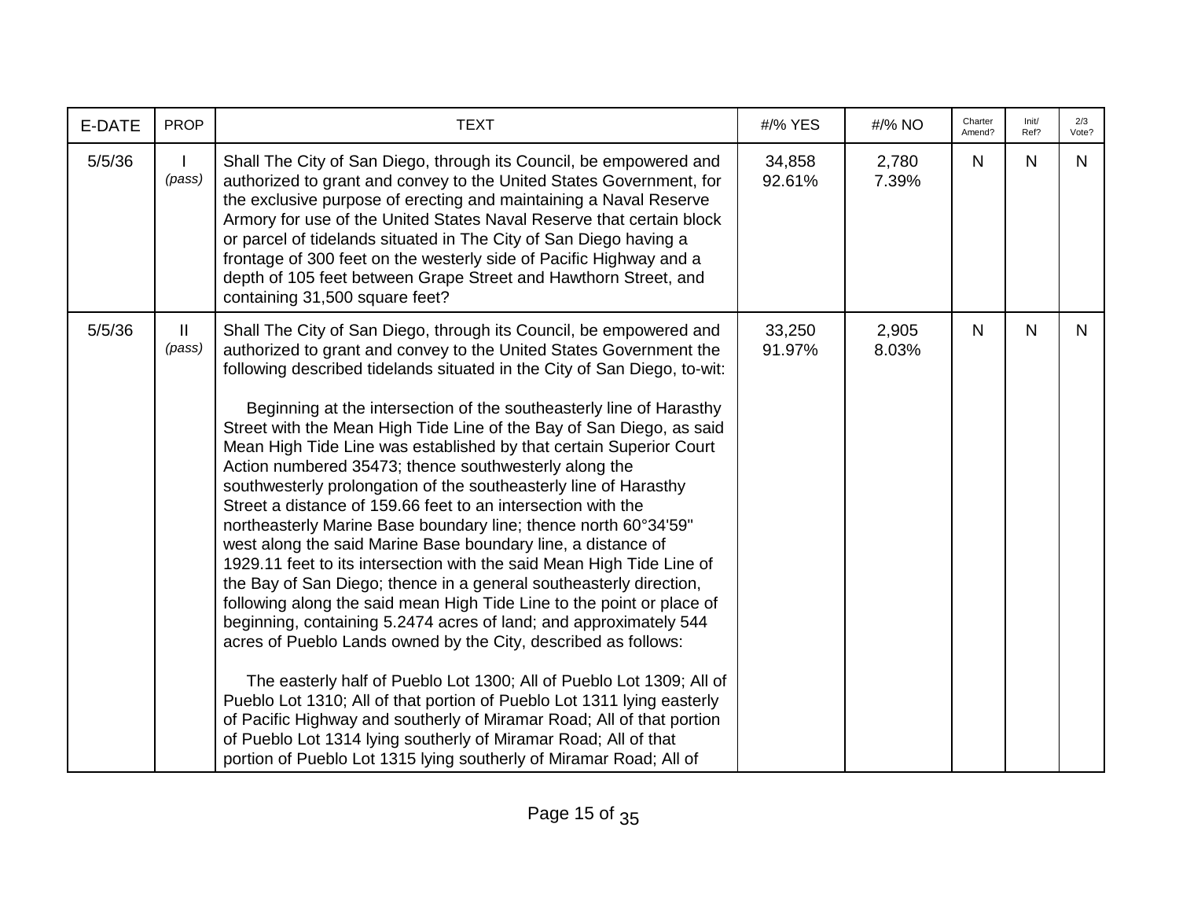| E-DATE | PROP | TEXT | #/% YES | #/% NO | Charter Amend? | Init/ Ref? | 2/3 Vote? |
|---|---|---|---|---|---|---|---|
| 5/5/36 | I *(pass)* | Shall The City of San Diego, through its Council, be empowered and authorized to grant and convey to the United States Government, for the exclusive purpose of erecting and maintaining a Naval Reserve Armory for use of the United States Naval Reserve that certain block or parcel of tidelands situated in The City of San Diego having a frontage of 300 feet on the westerly side of Pacific Highway and a depth of 105 feet between Grape Street and Hawthorn Street, and containing 31,500 square feet? | 34,858 92.61% | 2,780 7.39% | N | N | N |
| 5/5/36 | II *(pass)* | Shall The City of San Diego, through its Council, be empowered and authorized to grant and convey to the United States Government the following described tidelands situated in the City of San Diego, to-wit: <br><br> Beginning at the intersection of the southeasterly line of Harasthy Street with the Mean High Tide Line of the Bay of San Diego, as said Mean High Tide Line was established by that certain Superior Court Action numbered 35473; thence southwesterly along the southwesterly prolongation of the southeasterly line of Harasthy Street a distance of 159.66 feet to an intersection with the northeasterly Marine Base boundary line; thence north 60°34'59" west along the said Marine Base boundary line, a distance of 1929.11 feet to its intersection with the said Mean High Tide Line of the Bay of San Diego; thence in a general southeasterly direction, following along the said mean High Tide Line to the point or place of beginning, containing 5.2474 acres of land; and approximately 544 acres of Pueblo Lands owned by the City, described as follows: <br><br> The easterly half of Pueblo Lot 1300; All of Pueblo Lot 1309; All of Pueblo Lot 1310; All of that portion of Pueblo Lot 1311 lying easterly of Pacific Highway and southerly of Miramar Road; All of that portion of Pueblo Lot 1314 lying southerly of Miramar Road; All of that portion of Pueblo Lot 1315 lying southerly of Miramar Road; All of | 33,250 91.97% | 2,905 8.03% | N | N | N |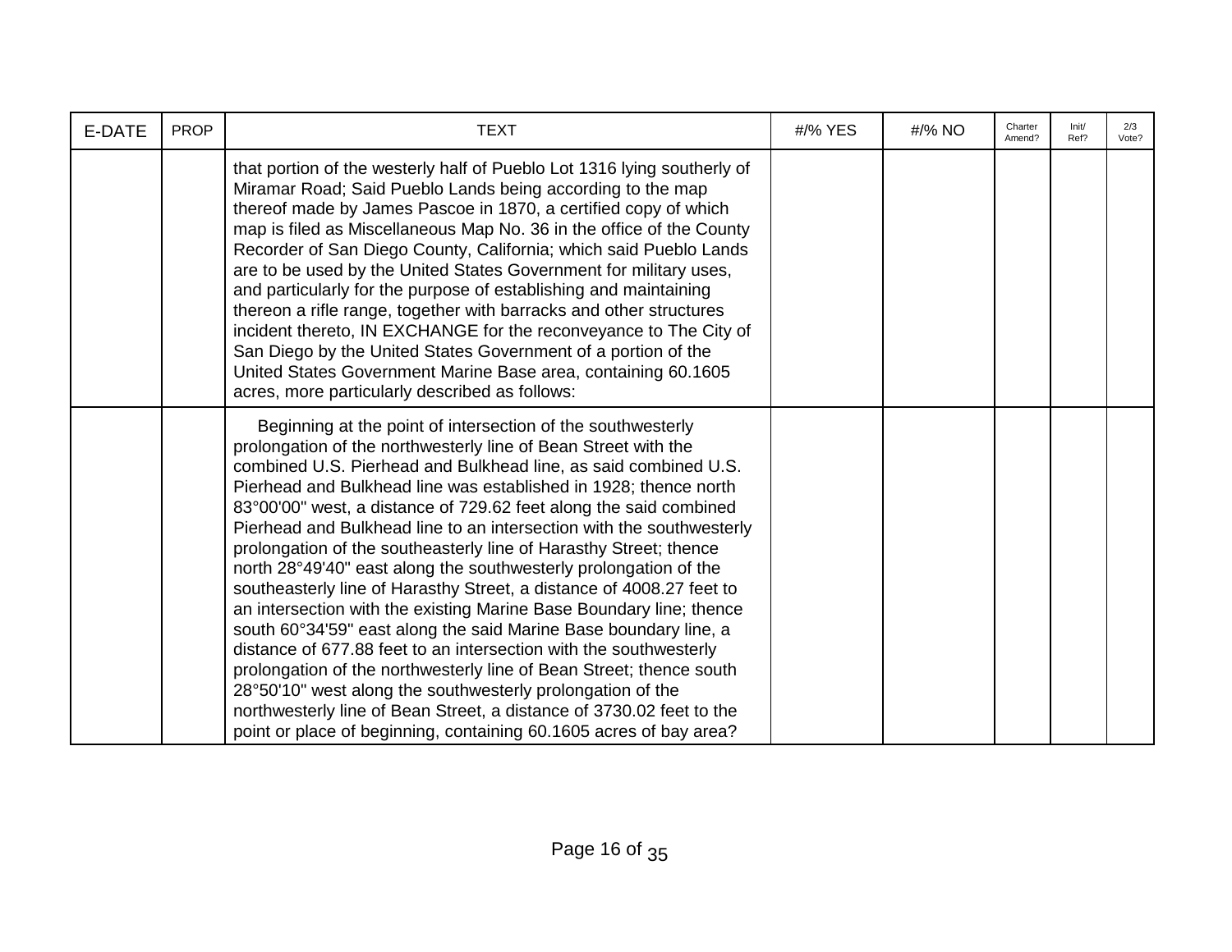| E-DATE | PROP | TEXT | #/% YES | #/% NO | Charter Amend? | Init/ Ref? | 2/3 Vote? |
|---|---|---|---|---|---|---|---|
| | | that portion of the westerly half of Pueblo Lot 1316 lying southerly of Miramar Road; Said Pueblo Lands being according to the map thereof made by James Pascoe in 1870, a certified copy of which map is filed as Miscellaneous Map No. 36 in the office of the County Recorder of San Diego County, California; which said Pueblo Lands are to be used by the United States Government for military uses, and particularly for the purpose of establishing and maintaining thereon a rifle range, together with barracks and other structures incident thereto, IN EXCHANGE for the reconveyance to The City of San Diego by the United States Government of a portion of the United States Government Marine Base area, containing 60.1605 acres, more particularly described as follows: | | | | | |
| | | Beginning at the point of intersection of the southwesterly prolongation of the northwesterly line of Bean Street with the combined U.S. Pierhead and Bulkhead line, as said combined U.S. Pierhead and Bulkhead line was established in 1928; thence north 83°00'00" west, a distance of 729.62 feet along the said combined Pierhead and Bulkhead line to an intersection with the southwesterly prolongation of the southeasterly line of Harasthy Street; thence north 28°49'40" east along the southwesterly prolongation of the southeasterly line of Harasthy Street, a distance of 4008.27 feet to an intersection with the existing Marine Base Boundary line; thence south 60°34'59" east along the said Marine Base boundary line, a distance of 677.88 feet to an intersection with the southwesterly prolongation of the northwesterly line of Bean Street; thence south 28°50'10" west along the southwesterly prolongation of the northwesterly line of Bean Street, a distance of 3730.02 feet to the point or place of beginning, containing 60.1605 acres of bay area? | | | | | |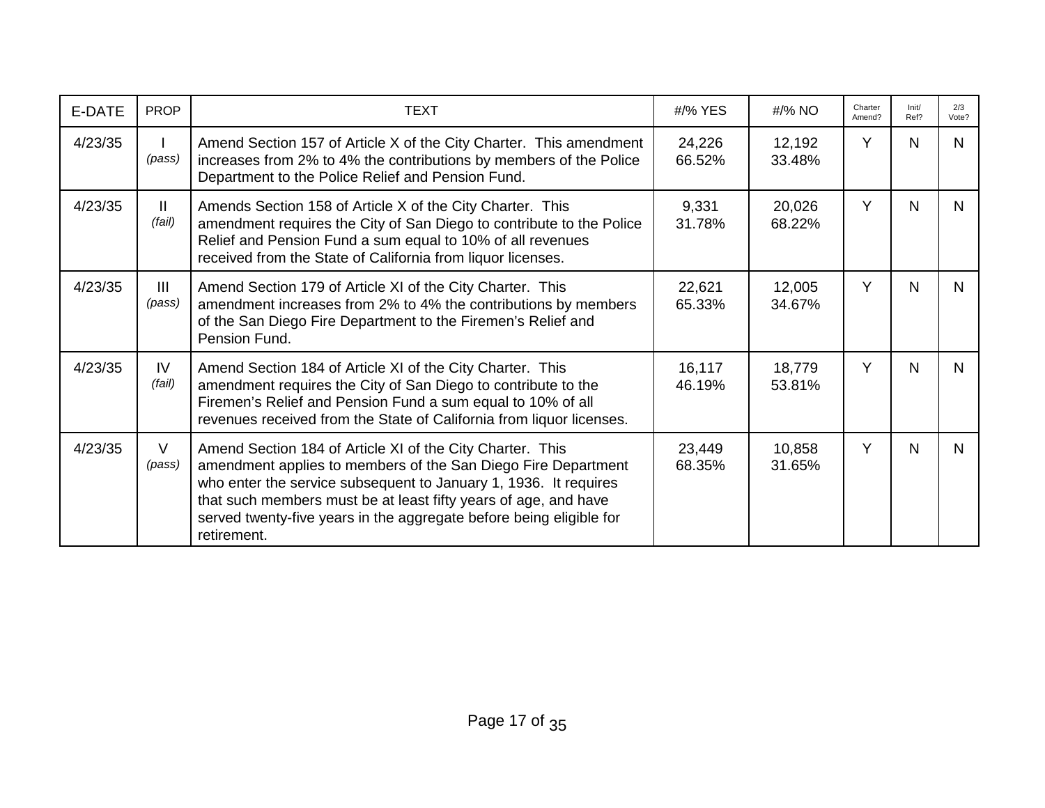| E-DATE | PROP | TEXT | #/% YES | #/% NO | Charter Amend? | Init/ Ref? | 2/3 Vote? |
|---|---|---|---|---|---|---|---|
| 4/23/35 | I *(pass)* | Amend Section 157 of Article X of the City Charter. This amendment increases from 2% to 4% the contributions by members of the Police Department to the Police Relief and Pension Fund. | 24,226 66.52% | 12,192 33.48% | Y | N | N |
| 4/23/35 | II *(fail)* | Amends Section 158 of Article X of the City Charter. This amendment requires the City of San Diego to contribute to the Police Relief and Pension Fund a sum equal to 10% of all revenues received from the State of California from liquor licenses. | 9,331 31.78% | 20,026 68.22% | Y | N | N |
| 4/23/35 | III *(pass)* | Amend Section 179 of Article XI of the City Charter. This amendment increases from 2% to 4% the contributions by members of the San Diego Fire Department to the Firemen's Relief and Pension Fund. | 22,621 65.33% | 12,005 34.67% | Y | N | N |
| 4/23/35 | IV *(fail)* | Amend Section 184 of Article XI of the City Charter. This amendment requires the City of San Diego to contribute to the Firemen's Relief and Pension Fund a sum equal to 10% of all revenues received from the State of California from liquor licenses. | 16,117 46.19% | 18,779 53.81% | Y | N | N |
| 4/23/35 | V *(pass)* | Amend Section 184 of Article XI of the City Charter. This amendment applies to members of the San Diego Fire Department who enter the service subsequent to January 1, 1936. It requires that such members must be at least fifty years of age, and have served twenty-five years in the aggregate before being eligible for retirement. | 23,449 68.35% | 10,858 31.65% | Y | N | N |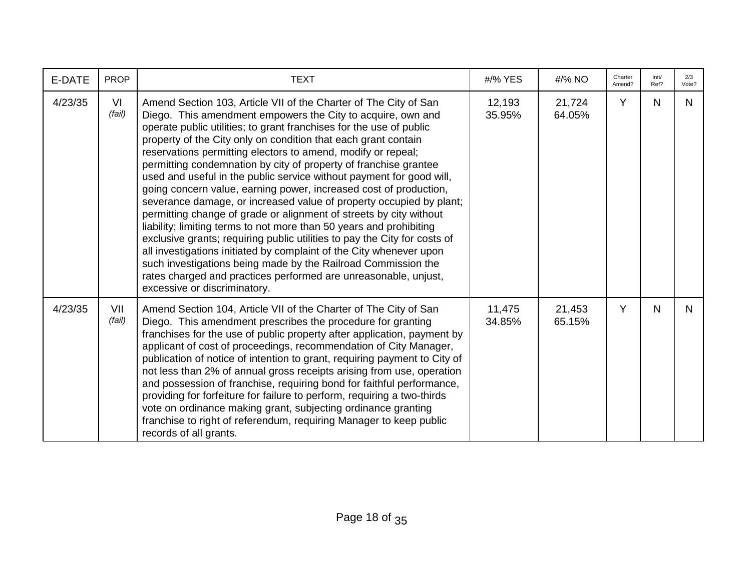| E-DATE | PROP | TEXT | #/% YES | #/% NO | Charter Amend? | Init/ Ref? | 2/3 Vote? |
|---|---|---|---|---|---|---|---|
| 4/23/35 | VI *(fail)* | Amend Section 103, Article VII of the Charter of The City of San Diego. This amendment empowers the City to acquire, own and operate public utilities; to grant franchises for the use of public property of the City only on condition that each grant contain reservations permitting electors to amend, modify or repeal; permitting condemnation by city of property of franchise grantee used and useful in the public service without payment for good will, going concern value, earning power, increased cost of production, severance damage, or increased value of property occupied by plant; permitting change of grade or alignment of streets by city without liability; limiting terms to not more than 50 years and prohibiting exclusive grants; requiring public utilities to pay the City for costs of all investigations initiated by complaint of the City whenever upon such investigations being made by the Railroad Commission the rates charged and practices performed are unreasonable, unjust, excessive or discriminatory. | 12,193 35.95% | 21,724 64.05% | Y | N | N |
| 4/23/35 | VII *(fail)* | Amend Section 104, Article VII of the Charter of The City of San Diego. This amendment prescribes the procedure for granting franchises for the use of public property after application, payment by applicant of cost of proceedings, recommendation of City Manager, publication of notice of intention to grant, requiring payment to City of not less than 2% of annual gross receipts arising from use, operation and possession of franchise, requiring bond for faithful performance, providing for forfeiture for failure to perform, requiring a two-thirds vote on ordinance making grant, subjecting ordinance granting franchise to right of referendum, requiring Manager to keep public records of all grants. | 11,475 34.85% | 21,453 65.15% | Y | N | N |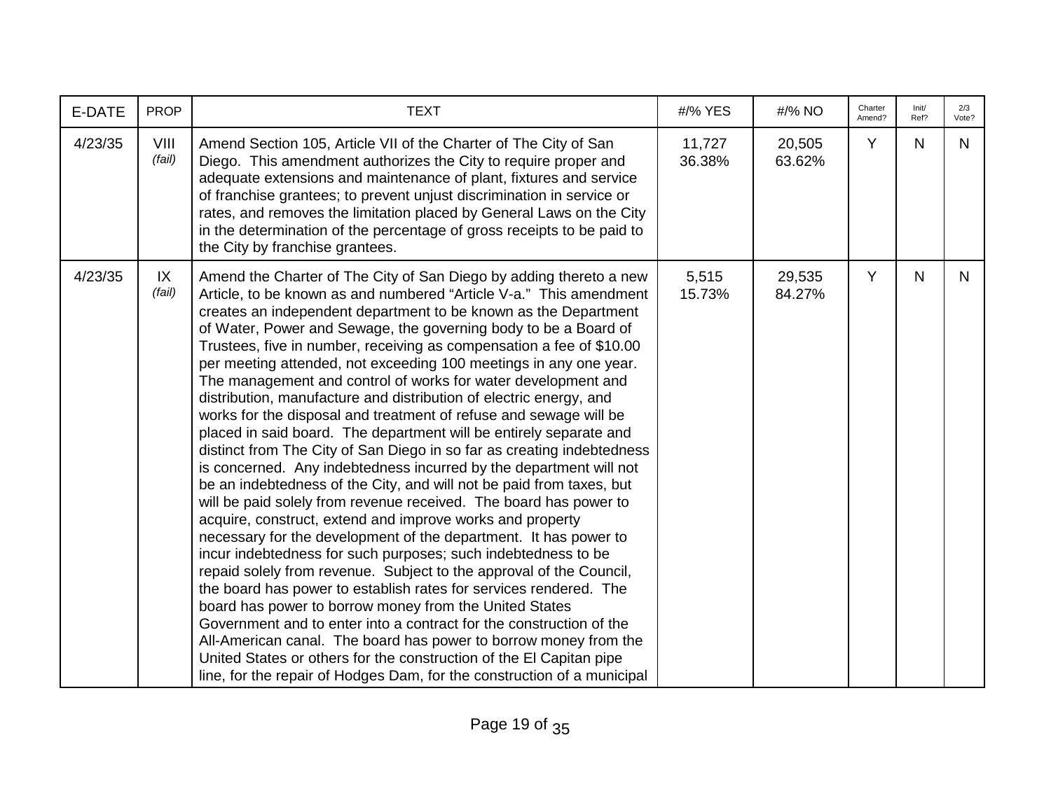| E-DATE | PROP | TEXT | #/% YES | #/% NO | Charter Amend? | Init/ Ref? | 2/3 Vote? |
|---|---|---|---|---|---|---|---|
| 4/23/35 | VIII *(fail)* | Amend Section 105, Article VII of the Charter of The City of San Diego. This amendment authorizes the City to require proper and adequate extensions and maintenance of plant, fixtures and service of franchise grantees; to prevent unjust discrimination in service or rates, and removes the limitation placed by General Laws on the City in the determination of the percentage of gross receipts to be paid to the City by franchise grantees. | 11,727 36.38% | 20,505 63.62% | Y | N | N |
| 4/23/35 | IX *(fail)* | Amend the Charter of The City of San Diego by adding thereto a new Article, to be known as and numbered "Article V-a." This amendment creates an independent department to be known as the Department of Water, Power and Sewage, the governing body to be a Board of Trustees, five in number, receiving as compensation a fee of $10.00 per meeting attended, not exceeding 100 meetings in any one year. The management and control of works for water development and distribution, manufacture and distribution of electric energy, and works for the disposal and treatment of refuse and sewage will be placed in said board. The department will be entirely separate and distinct from The City of San Diego in so far as creating indebtedness is concerned. Any indebtedness incurred by the department will not be an indebtedness of the City, and will not be paid from taxes, but will be paid solely from revenue received. The board has power to acquire, construct, extend and improve works and property necessary for the development of the department. It has power to incur indebtedness for such purposes; such indebtedness to be repaid solely from revenue. Subject to the approval of the Council, the board has power to establish rates for services rendered. The board has power to borrow money from the United States Government and to enter into a contract for the construction of the All-American canal. The board has power to borrow money from the United States or others for the construction of the El Capitan pipe line, for the repair of Hodges Dam, for the construction of a municipal | 5,515 15.73% | 29,535 84.27% | Y | N | N |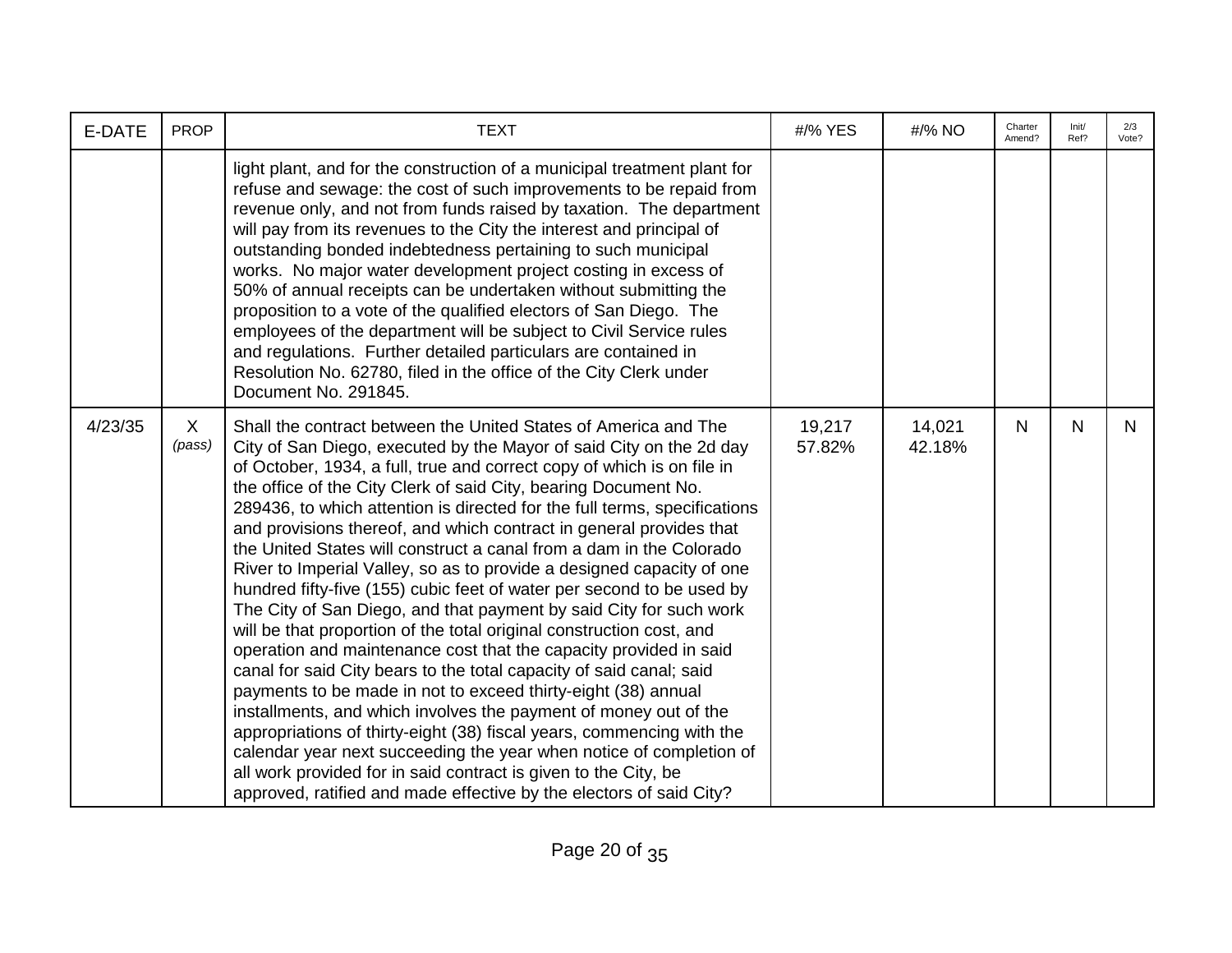| E-DATE | PROP | TEXT | #/% YES | #/% NO | Charter Amend? | Init/ Ref? | 2/3 Vote? |
|---|---|---|---|---|---|---|---|
| | | light plant, and for the construction of a municipal treatment plant for refuse and sewage: the cost of such improvements to be repaid from revenue only, and not from funds raised by taxation. The department will pay from its revenues to the City the interest and principal of outstanding bonded indebtedness pertaining to such municipal works. No major water development project costing in excess of 50% of annual receipts can be undertaken without submitting the proposition to a vote of the qualified electors of San Diego. The employees of the department will be subject to Civil Service rules and regulations. Further detailed particulars are contained in Resolution No. 62780, filed in the office of the City Clerk under Document No. 291845. | | | | | |
| 4/23/35 | X *(pass)* | Shall the contract between the United States of America and The City of San Diego, executed by the Mayor of said City on the 2d day of October, 1934, a full, true and correct copy of which is on file in the office of the City Clerk of said City, bearing Document No. 289436, to which attention is directed for the full terms, specifications and provisions thereof, and which contract in general provides that the United States will construct a canal from a dam in the Colorado River to Imperial Valley, so as to provide a designed capacity of one hundred fifty-five (155) cubic feet of water per second to be used by The City of San Diego, and that payment by said City for such work will be that proportion of the total original construction cost, and operation and maintenance cost that the capacity provided in said canal for said City bears to the total capacity of said canal; said payments to be made in not to exceed thirty-eight (38) annual installments, and which involves the payment of money out of the appropriations of thirty-eight (38) fiscal years, commencing with the calendar year next succeeding the year when notice of completion of all work provided for in said contract is given to the City, be approved, ratified and made effective by the electors of said City? | 19,217 57.82% | 14,021 42.18% | N | N | N |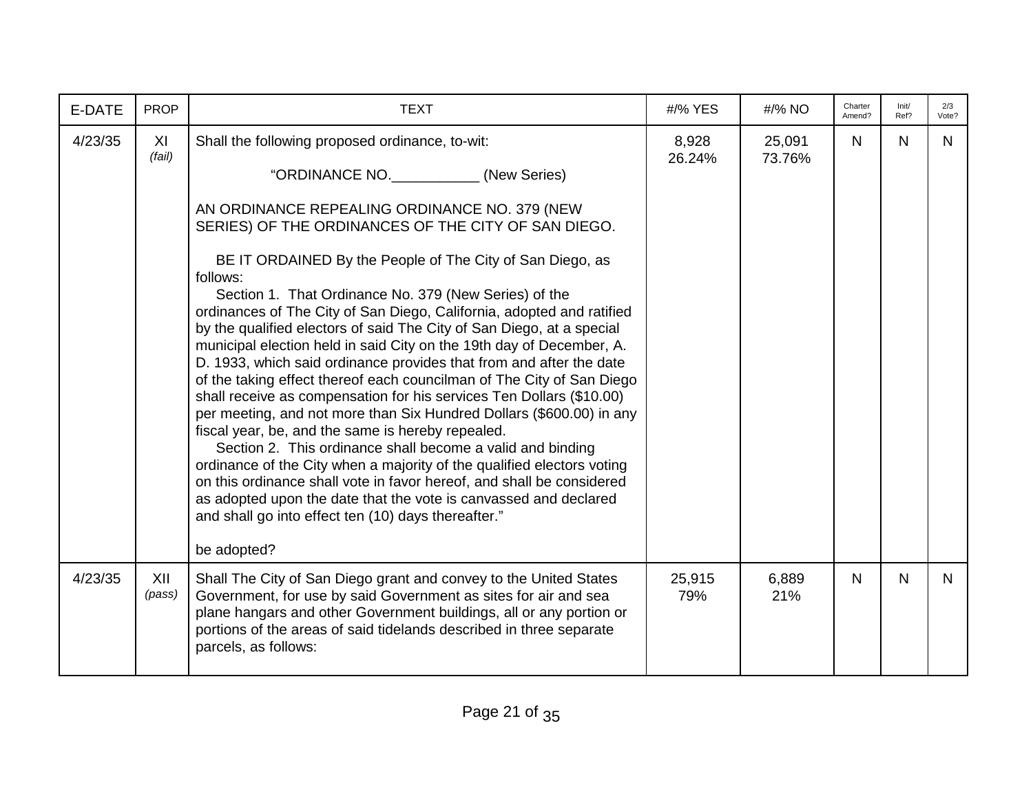| E-DATE | PROP | TEXT | #/% YES | #/% NO | Charter Amend? | Init/ Ref? | 2/3 Vote? |
|---|---|---|---|---|---|---|---|
| 4/23/35 | XI *(fail)* | Shall the following proposed ordinance, to-wit:<br><br>"ORDINANCE NO.___________ (New Series)<br><br>AN ORDINANCE REPEALING ORDINANCE NO. 379 (NEW SERIES) OF THE ORDINANCES OF THE CITY OF SAN DIEGO.<br><br>BE IT ORDAINED By the People of The City of San Diego, as follows:<br>Section 1. That Ordinance No. 379 (New Series) of the ordinances of The City of San Diego, California, adopted and ratified by the qualified electors of said The City of San Diego, at a special municipal election held in said City on the 19th day of December, A. D. 1933, which said ordinance provides that from and after the date of the taking effect thereof each councilman of The City of San Diego shall receive as compensation for his services Ten Dollars ($10.00) per meeting, and not more than Six Hundred Dollars ($600.00) in any fiscal year, be, and the same is hereby repealed.<br>Section 2. This ordinance shall become a valid and binding ordinance of the City when a majority of the qualified electors voting on this ordinance shall vote in favor hereof, and shall be considered as adopted upon the date that the vote is canvassed and declared and shall go into effect ten (10) days thereafter."<br><br>be adopted? | 8,928<br>26.24% | 25,091<br>73.76% | N | N | N |
| 4/23/35 | XII *(pass)* | Shall The City of San Diego grant and convey to the United States Government, for use by said Government as sites for air and sea plane hangars and other Government buildings, all or any portion or portions of the areas of said tidelands described in three separate parcels, as follows: | 25,915<br>79% | 6,889<br>21% | N | N | N |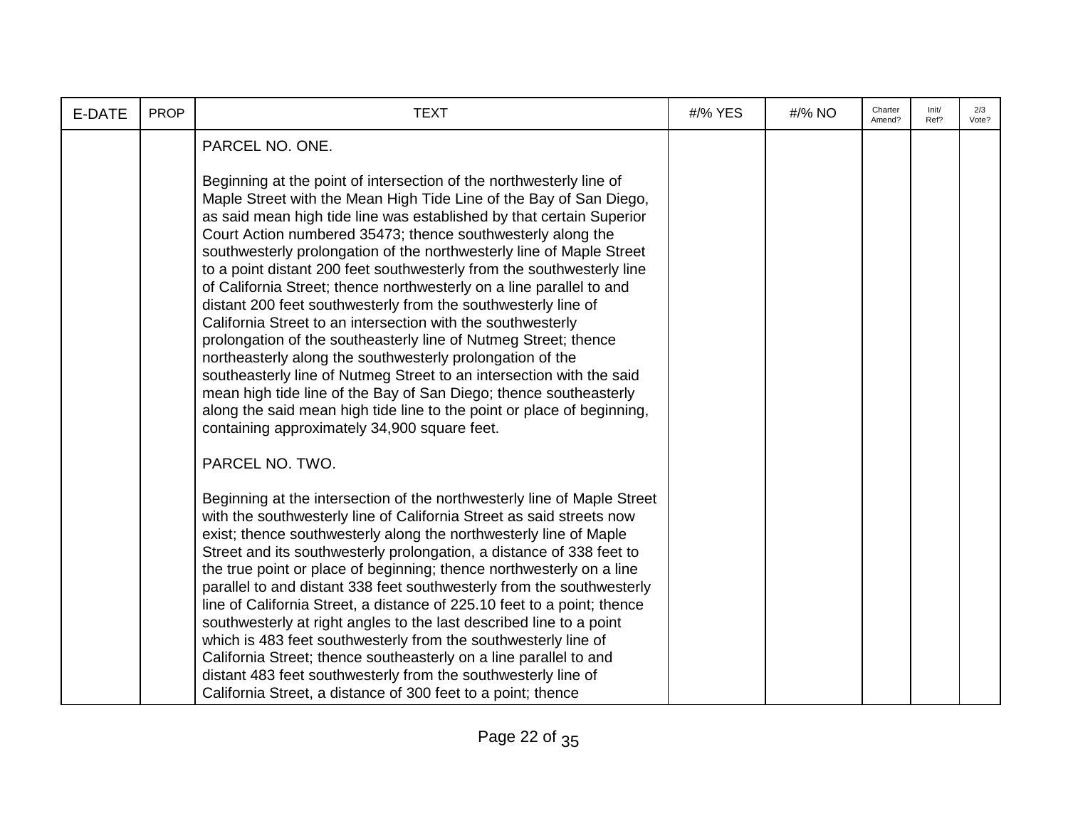| E-DATE | PROP | TEXT | #/% YES | #/% NO | Charter Amend? | Init/ Ref? | 2/3 Vote? |
|---|---|---|---|---|---|---|---|
| | | PARCEL NO. ONE.<br><br>Beginning at the point of intersection of the northwesterly line of Maple Street with the Mean High Tide Line of the Bay of San Diego, as said mean high tide line was established by that certain Superior Court Action numbered 35473; thence southwesterly along the southwesterly prolongation of the northwesterly line of Maple Street to a point distant 200 feet southwesterly from the southwesterly line of California Street; thence northwesterly on a line parallel to and distant 200 feet southwesterly from the southwesterly line of California Street to an intersection with the southwesterly prolongation of the southeasterly line of Nutmeg Street; thence northeasterly along the southwesterly prolongation of the southeasterly line of Nutmeg Street to an intersection with the said mean high tide line of the Bay of San Diego; thence southeasterly along the said mean high tide line to the point or place of beginning, containing approximately 34,900 square feet.<br><br>PARCEL NO. TWO.<br><br>Beginning at the intersection of the northwesterly line of Maple Street with the southwesterly line of California Street as said streets now exist; thence southwesterly along the northwesterly line of Maple Street and its southwesterly prolongation, a distance of 338 feet to the true point or place of beginning; thence northwesterly on a line parallel to and distant 338 feet southwesterly from the southwesterly line of California Street, a distance of 225.10 feet to a point; thence southwesterly at right angles to the last described line to a point which is 483 feet southwesterly from the southwesterly line of California Street; thence southeasterly on a line parallel to and distant 483 feet southwesterly from the southwesterly line of California Street, a distance of 300 feet to a point; thence | | | | | |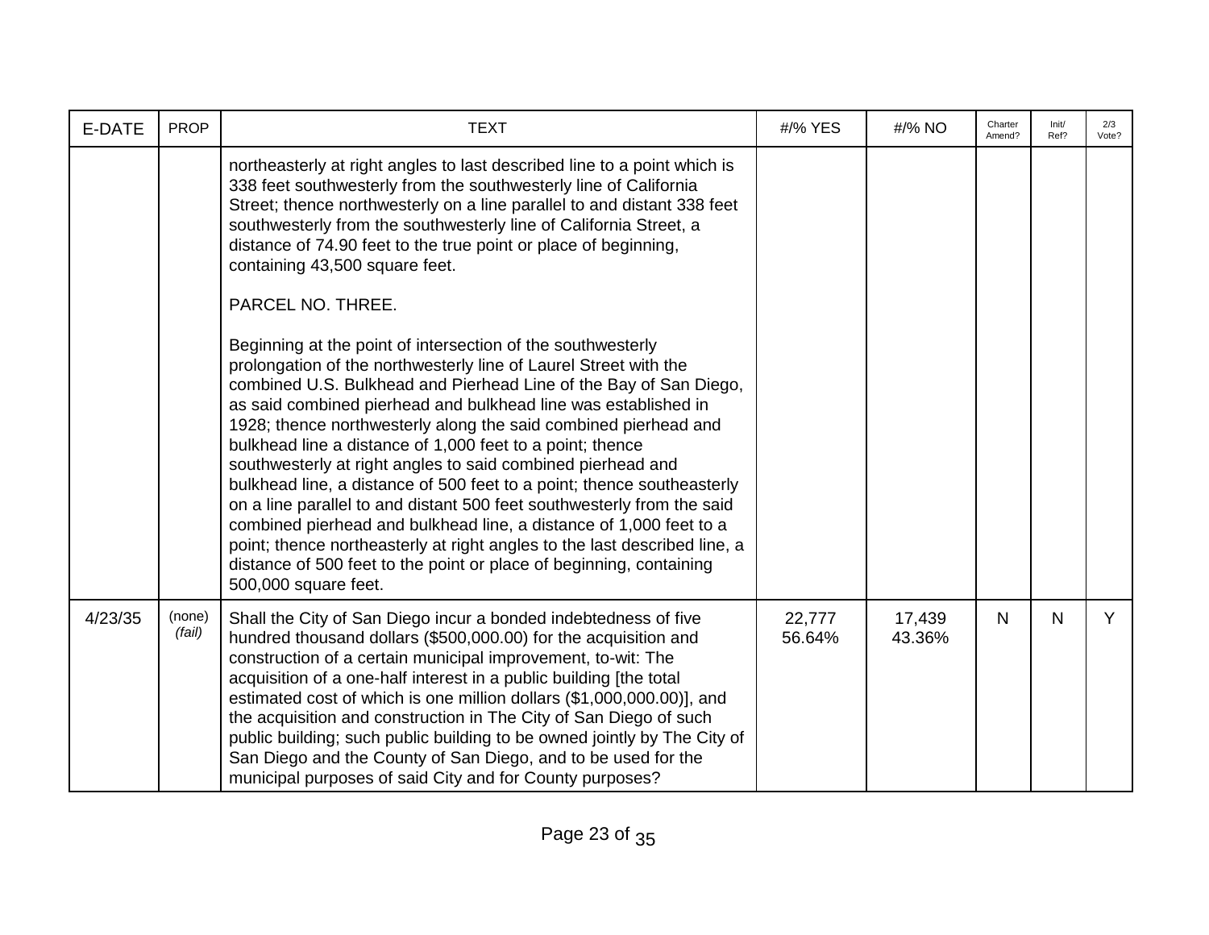| E-DATE | PROP | TEXT | #/% YES | #/% NO | Charter Amend? | Init/ Ref? | 2/3 Vote? |
|---|---|---|---|---|---|---|---|
| | | northeasterly at right angles to last described line to a point which is 338 feet southwesterly from the southwesterly line of California Street; thence northwesterly on a line parallel to and distant 338 feet southwesterly from the southwesterly line of California Street, a distance of 74.90 feet to the true point or place of beginning, containing 43,500 square feet.<br><br>PARCEL NO. THREE.<br><br>Beginning at the point of intersection of the southwesterly prolongation of the northwesterly line of Laurel Street with the combined U.S. Bulkhead and Pierhead Line of the Bay of San Diego, as said combined pierhead and bulkhead line was established in 1928; thence northwesterly along the said combined pierhead and bulkhead line a distance of 1,000 feet to a point; thence southwesterly at right angles to said combined pierhead and bulkhead line, a distance of 500 feet to a point; thence southeasterly on a line parallel to and distant 500 feet southwesterly from the said combined pierhead and bulkhead line, a distance of 1,000 feet to a point; thence northeasterly at right angles to the last described line, a distance of 500 feet to the point or place of beginning, containing 500,000 square feet. | | | | | |
| 4/23/35 | (none) *(fail)* | Shall the City of San Diego incur a bonded indebtedness of five hundred thousand dollars ($500,000.00) for the acquisition and construction of a certain municipal improvement, to-wit: The acquisition of a one-half interest in a public building [the total estimated cost of which is one million dollars ($1,000,000.00)], and the acquisition and construction in The City of San Diego of such public building; such public building to be owned jointly by The City of San Diego and the County of San Diego, and to be used for the municipal purposes of said City and for County purposes? | 22,777 56.64% | 17,439 43.36% | N | N | Y |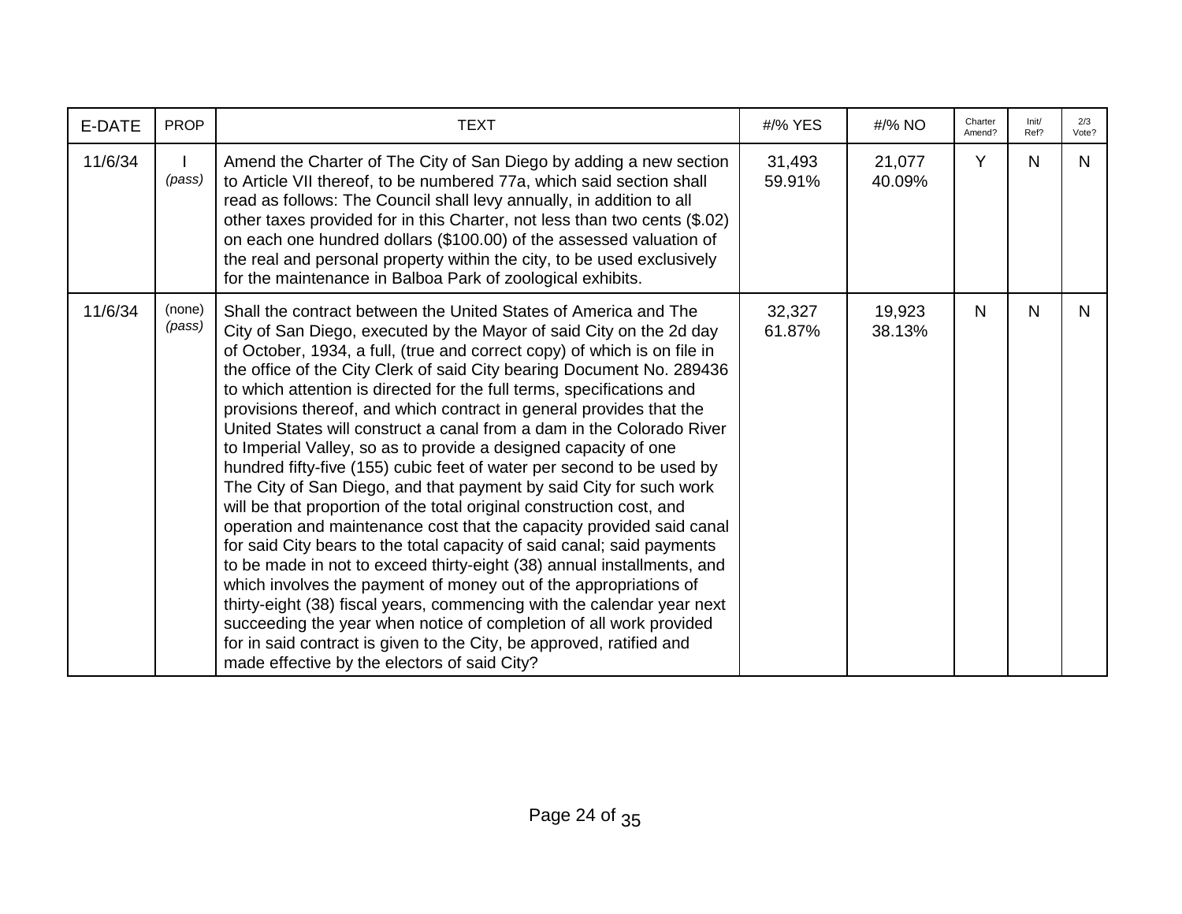| E-DATE | PROP | TEXT | #/% YES | #/% NO | Charter Amend? | Init/ Ref? | 2/3 Vote? |
|---|---|---|---|---|---|---|---|
| 11/6/34 | I *(pass)* | Amend the Charter of The City of San Diego by adding a new section to Article VII thereof, to be numbered 77a, which said section shall read as follows: The Council shall levy annually, in addition to all other taxes provided for in this Charter, not less than two cents ($.02) on each one hundred dollars ($100.00) of the assessed valuation of the real and personal property within the city, to be used exclusively for the maintenance in Balboa Park of zoological exhibits. | 31,493 59.91% | 21,077 40.09% | Y | N | N |
| 11/6/34 | (none) *(pass)* | Shall the contract between the United States of America and The City of San Diego, executed by the Mayor of said City on the 2d day of October, 1934, a full, (true and correct copy) of which is on file in the office of the City Clerk of said City bearing Document No. 289436 to which attention is directed for the full terms, specifications and provisions thereof, and which contract in general provides that the United States will construct a canal from a dam in the Colorado River to Imperial Valley, so as to provide a designed capacity of one hundred fifty-five (155) cubic feet of water per second to be used by The City of San Diego, and that payment by said City for such work will be that proportion of the total original construction cost, and operation and maintenance cost that the capacity provided said canal for said City bears to the total capacity of said canal; said payments to be made in not to exceed thirty-eight (38) annual installments, and which involves the payment of money out of the appropriations of thirty-eight (38) fiscal years, commencing with the calendar year next succeeding the year when notice of completion of all work provided for in said contract is given to the City, be approved, ratified and made effective by the electors of said City? | 32,327 61.87% | 19,923 38.13% | N | N | N |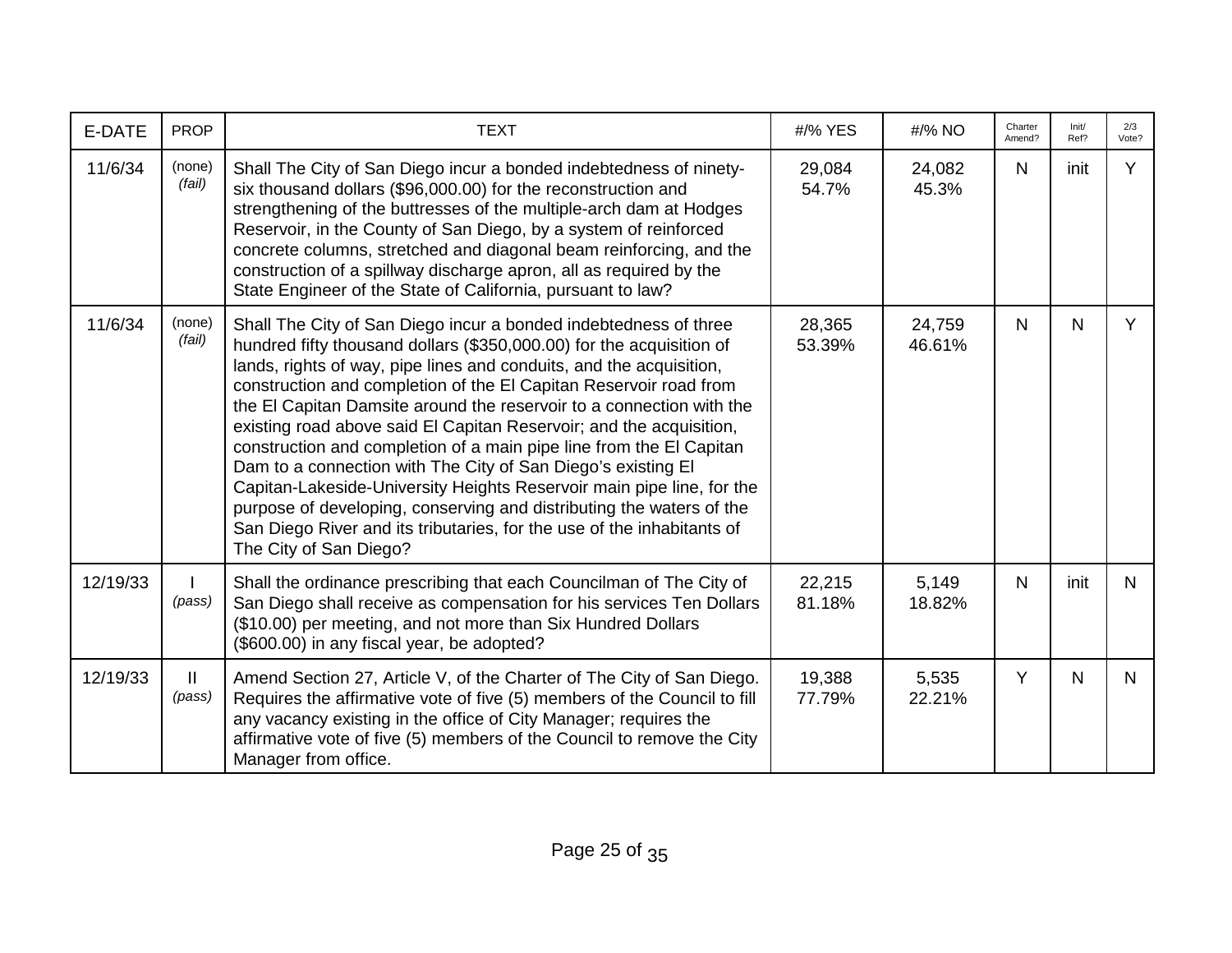| E-DATE | PROP | TEXT | #/% YES | #/% NO | Charter Amend? | Init/ Ref? | 2/3 Vote? |
|---|---|---|---|---|---|---|---|
| 11/6/34 | (none) *(fail)* | Shall The City of San Diego incur a bonded indebtedness of ninety-six thousand dollars ($96,000.00) for the reconstruction and strengthening of the buttresses of the multiple-arch dam at Hodges Reservoir, in the County of San Diego, by a system of reinforced concrete columns, stretched and diagonal beam reinforcing, and the construction of a spillway discharge apron, all as required by the State Engineer of the State of California, pursuant to law? | 29,084 54.7% | 24,082 45.3% | N | init | Y |
| 11/6/34 | (none) *(fail)* | Shall The City of San Diego incur a bonded indebtedness of three hundred fifty thousand dollars ($350,000.00) for the acquisition of lands, rights of way, pipe lines and conduits, and the acquisition, construction and completion of the El Capitan Reservoir road from the El Capitan Damsite around the reservoir to a connection with the existing road above said El Capitan Reservoir; and the acquisition, construction and completion of a main pipe line from the El Capitan Dam to a connection with The City of San Diego's existing El Capitan-Lakeside-University Heights Reservoir main pipe line, for the purpose of developing, conserving and distributing the waters of the San Diego River and its tributaries, for the use of the inhabitants of The City of San Diego? | 28,365 53.39% | 24,759 46.61% | N | N | Y |
| 12/19/33 | I *(pass)* | Shall the ordinance prescribing that each Councilman of The City of San Diego shall receive as compensation for his services Ten Dollars ($10.00) per meeting, and not more than Six Hundred Dollars ($600.00) in any fiscal year, be adopted? | 22,215 81.18% | 5,149 18.82% | N | init | N |
| 12/19/33 | II *(pass)* | Amend Section 27, Article V, of the Charter of The City of San Diego. Requires the affirmative vote of five (5) members of the Council to fill any vacancy existing in the office of City Manager; requires the affirmative vote of five (5) members of the Council to remove the City Manager from office. | 19,388 77.79% | 5,535 22.21% | Y | N | N |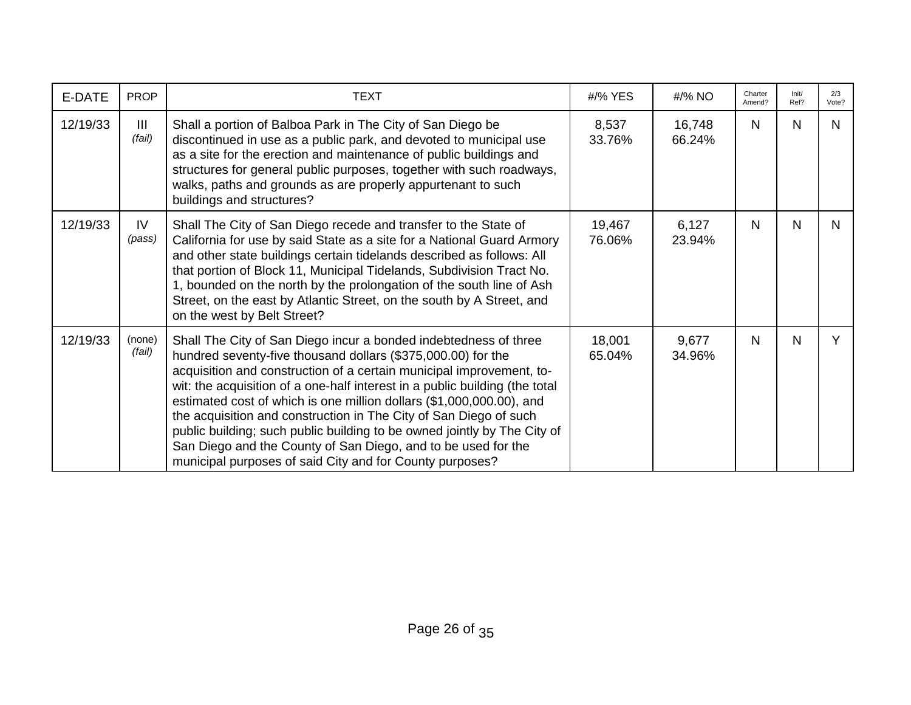| E-DATE | PROP | TEXT | #/% YES | #/% NO | Charter Amend? | Init/ Ref? | 2/3 Vote? |
|---|---|---|---|---|---|---|---|
| 12/19/33 | III *(fail)* | Shall a portion of Balboa Park in The City of San Diego be discontinued in use as a public park, and devoted to municipal use as a site for the erection and maintenance of public buildings and structures for general public purposes, together with such roadways, walks, paths and grounds as are properly appurtenant to such buildings and structures? | 8,537 33.76% | 16,748 66.24% | N | N | N |
| 12/19/33 | IV *(pass)* | Shall The City of San Diego recede and transfer to the State of California for use by said State as a site for a National Guard Armory and other state buildings certain tidelands described as follows: All that portion of Block 11, Municipal Tidelands, Subdivision Tract No. 1, bounded on the north by the prolongation of the south line of Ash Street, on the east by Atlantic Street, on the south by A Street, and on the west by Belt Street? | 19,467 76.06% | 6,127 23.94% | N | N | N |
| 12/19/33 | (none) *(fail)* | Shall The City of San Diego incur a bonded indebtedness of three hundred seventy-five thousand dollars ($375,000.00) for the acquisition and construction of a certain municipal improvement, to-wit: the acquisition of a one-half interest in a public building (the total estimated cost of which is one million dollars ($1,000,000.00), and the acquisition and construction in The City of San Diego of such public building; such public building to be owned jointly by The City of San Diego and the County of San Diego, and to be used for the municipal purposes of said City and for County purposes? | 18,001 65.04% | 9,677 34.96% | N | N | Y |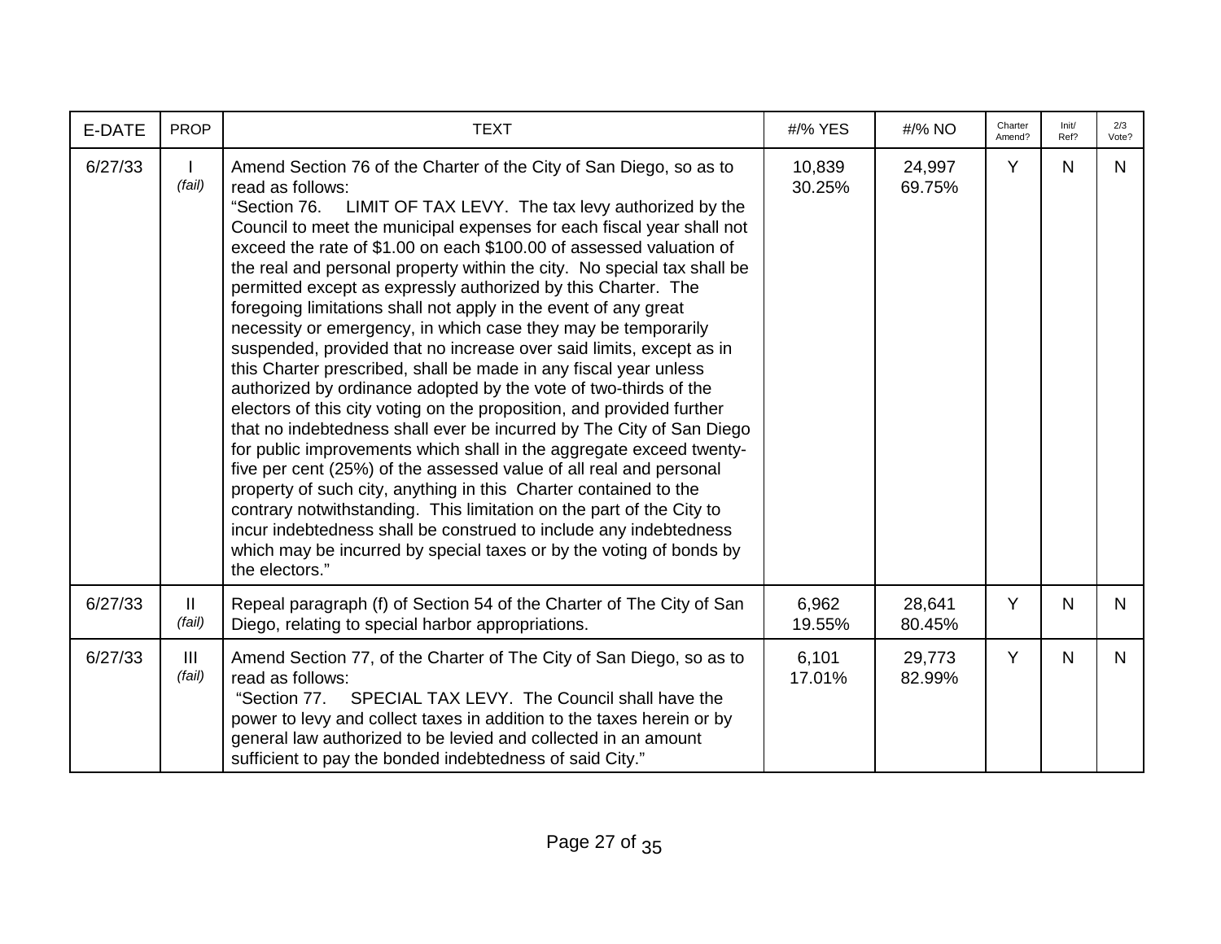| E-DATE | PROP | TEXT | #/% YES | #/% NO | Charter Amend? | Init/ Ref? | 2/3 Vote? |
|---|---|---|---|---|---|---|---|
| 6/27/33 | I *(fail)* | Amend Section 76 of the Charter of the City of San Diego, so as to read as follows: "Section 76. LIMIT OF TAX LEVY. The tax levy authorized by the Council to meet the municipal expenses for each fiscal year shall not exceed the rate of $1.00 on each $100.00 of assessed valuation of the real and personal property within the city. No special tax shall be permitted except as expressly authorized by this Charter. The foregoing limitations shall not apply in the event of any great necessity or emergency, in which case they may be temporarily suspended, provided that no increase over said limits, except as in this Charter prescribed, shall be made in any fiscal year unless authorized by ordinance adopted by the vote of two-thirds of the electors of this city voting on the proposition, and provided further that no indebtedness shall ever be incurred by The City of San Diego for public improvements which shall in the aggregate exceed twenty-five per cent (25%) of the assessed value of all real and personal property of such city, anything in this Charter contained to the contrary notwithstanding. This limitation on the part of the City to incur indebtedness shall be construed to include any indebtedness which may be incurred by special taxes or by the voting of bonds by the electors." | 10,839 30.25% | 24,997 69.75% | Y | N | N |
| 6/27/33 | II *(fail)* | Repeal paragraph (f) of Section 54 of the Charter of The City of San Diego, relating to special harbor appropriations. | 6,962 19.55% | 28,641 80.45% | Y | N | N |
| 6/27/33 | III *(fail)* | Amend Section 77, of the Charter of The City of San Diego, so as to read as follows: "Section 77. SPECIAL TAX LEVY. The Council shall have the power to levy and collect taxes in addition to the taxes herein or by general law authorized to be levied and collected in an amount sufficient to pay the bonded indebtedness of said City." | 6,101 17.01% | 29,773 82.99% | Y | N | N |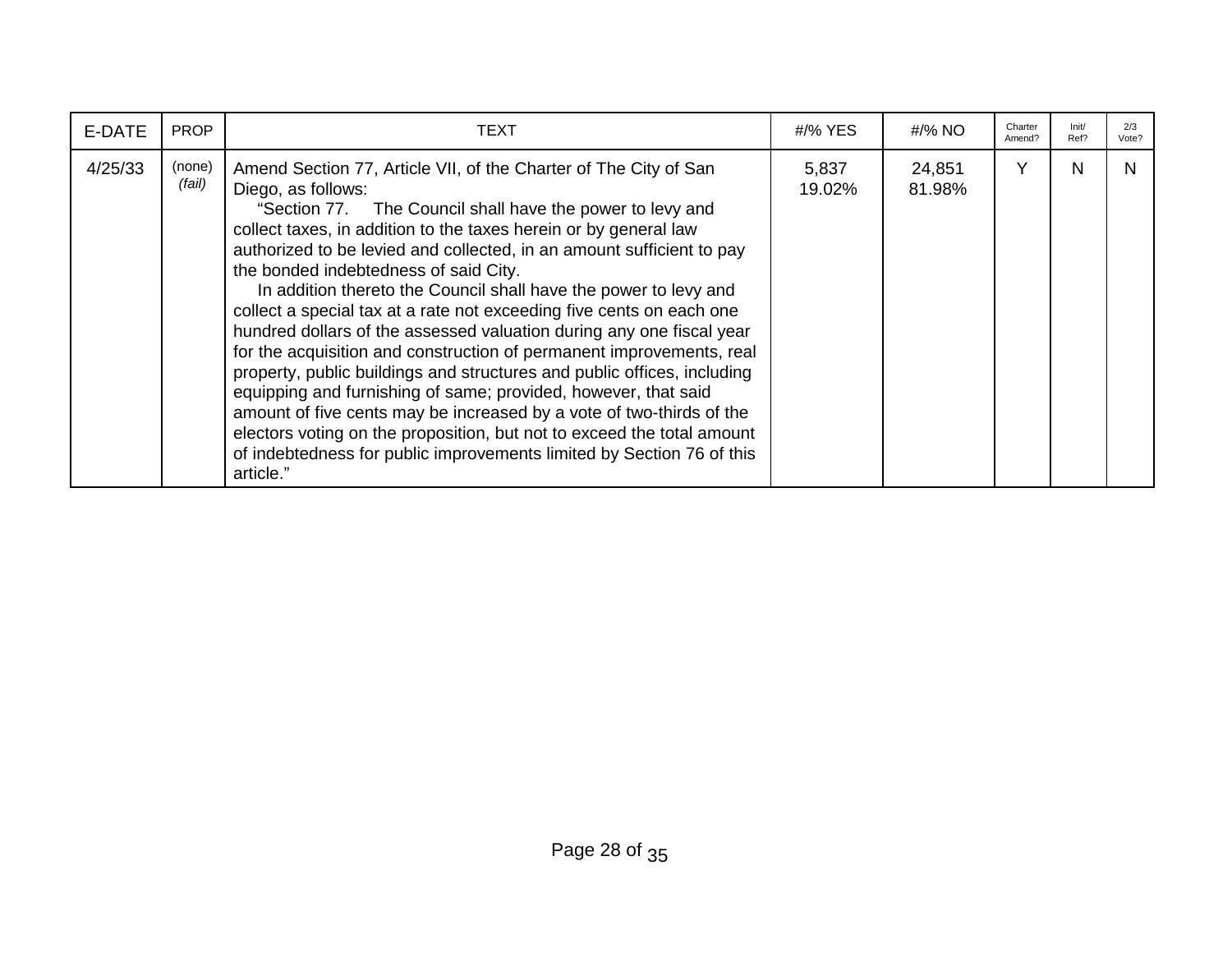| E-DATE | PROP | TEXT | #/% YES | #/% NO | Charter Amend? | Init/ Ref? | 2/3 Vote? |
|---|---|---|---|---|---|---|---|
| 4/25/33 | (none) *(fail)* | Amend Section 77, Article VII, of the Charter of The City of San Diego, as follows: “Section 77. The Council shall have the power to levy and collect taxes, in addition to the taxes herein or by general law authorized to be levied and collected, in an amount sufficient to pay the bonded indebtedness of said City. In addition thereto the Council shall have the power to levy and collect a special tax at a rate not exceeding five cents on each one hundred dollars of the assessed valuation during any one fiscal year for the acquisition and construction of permanent improvements, real property, public buildings and structures and public offices, including equipping and furnishing of same; provided, however, that said amount of five cents may be increased by a vote of two-thirds of the electors voting on the proposition, but not to exceed the total amount of indebtedness for public improvements limited by Section 76 of this article.” | 5,837 19.02% | 24,851 81.98% | Y | N | N |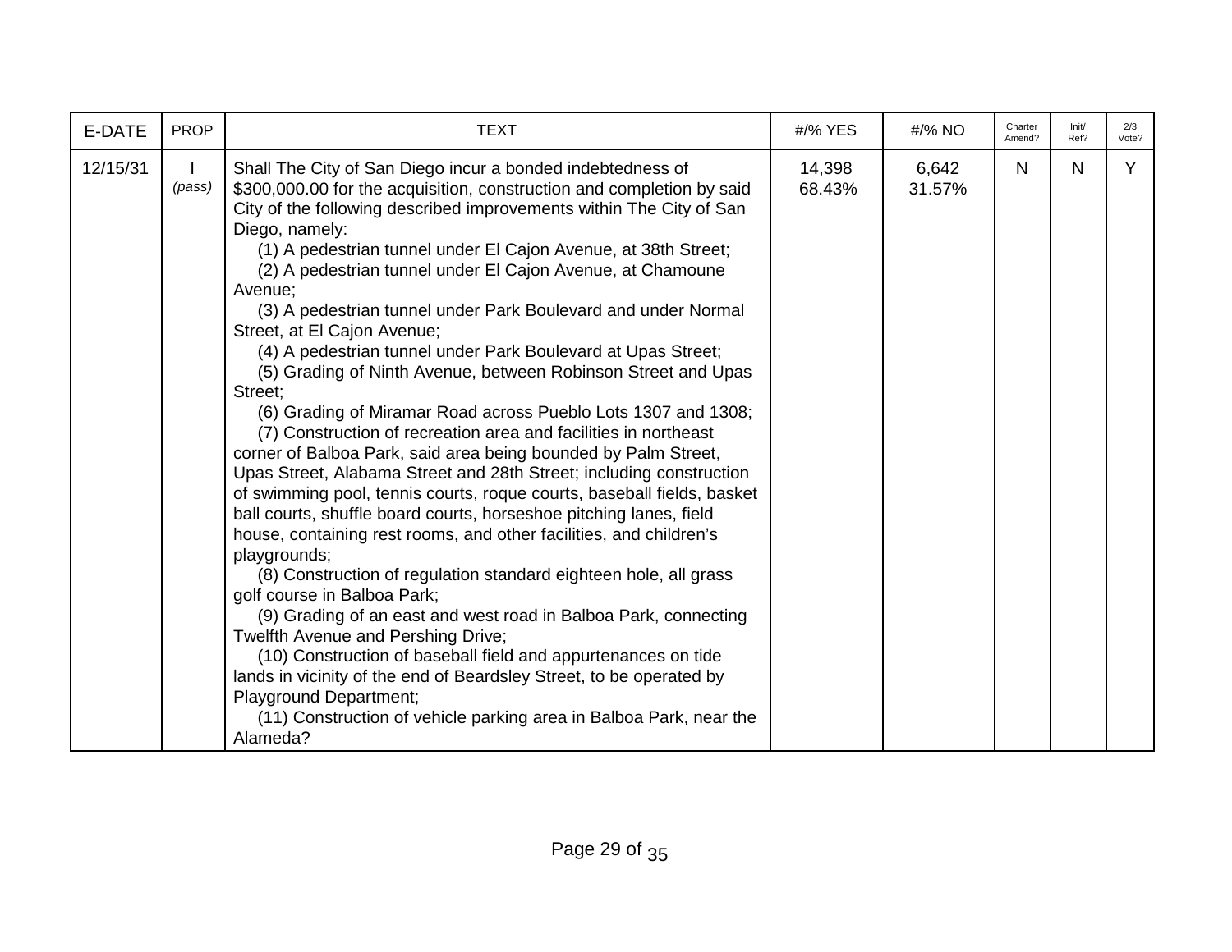| E-DATE | PROP | TEXT | #/% YES | #/% NO | Charter Amend? | Init/ Ref? | 2/3 Vote? |
|---|---|---|---|---|---|---|---|
| 12/15/31 | I *(pass)* | Shall The City of San Diego incur a bonded indebtedness of $300,000.00 for the acquisition, construction and completion by said City of the following described improvements within The City of San Diego, namely:<br>(1) A pedestrian tunnel under El Cajon Avenue, at 38th Street;<br>(2) A pedestrian tunnel under El Cajon Avenue, at Chamoune Avenue;<br>(3) A pedestrian tunnel under Park Boulevard and under Normal Street, at El Cajon Avenue;<br>(4) A pedestrian tunnel under Park Boulevard at Upas Street;<br>(5) Grading of Ninth Avenue, between Robinson Street and Upas Street;<br>(6) Grading of Miramar Road across Pueblo Lots 1307 and 1308;<br>(7) Construction of recreation area and facilities in northeast corner of Balboa Park, said area being bounded by Palm Street, Upas Street, Alabama Street and 28th Street; including construction of swimming pool, tennis courts, roque courts, baseball fields, basket ball courts, shuffle board courts, horseshoe pitching lanes, field house, containing rest rooms, and other facilities, and children's playgrounds;<br>(8) Construction of regulation standard eighteen hole, all grass golf course in Balboa Park;<br>(9) Grading of an east and west road in Balboa Park, connecting Twelfth Avenue and Pershing Drive;<br>(10) Construction of baseball field and appurtenances on tide lands in vicinity of the end of Beardsley Street, to be operated by Playground Department;<br>(11) Construction of vehicle parking area in Balboa Park, near the Alameda? | 14,398<br>68.43% | 6,642<br>31.57% | N | N | Y |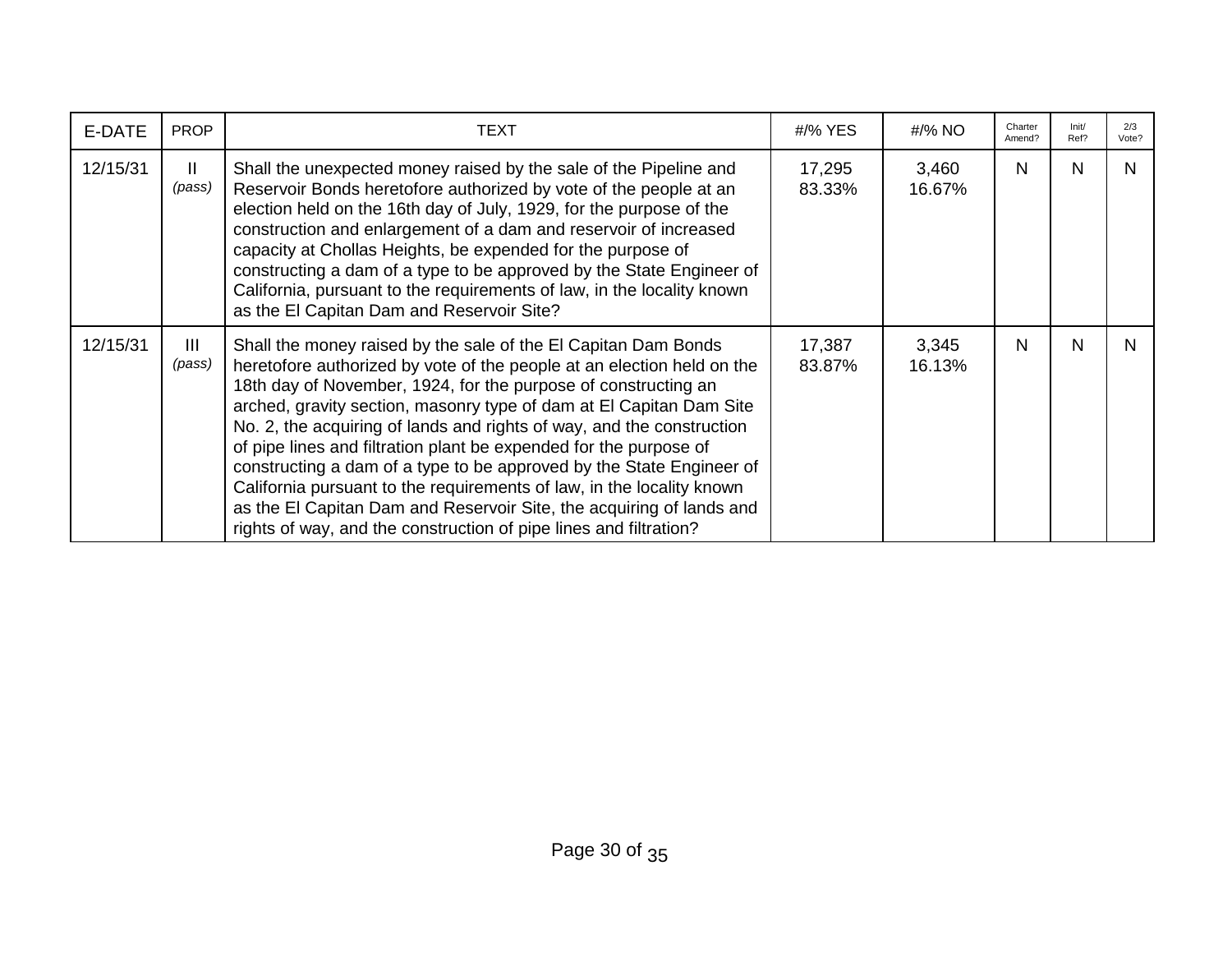| E-DATE | PROP | TEXT | #/% YES | #/% NO | Charter Amend? | Init/ Ref? | 2/3 Vote? |
|---|---|---|---|---|---|---|---|
| 12/15/31 | II *(pass)* | Shall the unexpected money raised by the sale of the Pipeline and Reservoir Bonds heretofore authorized by vote of the people at an election held on the 16th day of July, 1929, for the purpose of the construction and enlargement of a dam and reservoir of increased capacity at Chollas Heights, be expended for the purpose of constructing a dam of a type to be approved by the State Engineer of California, pursuant to the requirements of law, in the locality known as the El Capitan Dam and Reservoir Site? | 17,295 83.33% | 3,460 16.67% | N | N | N |
| 12/15/31 | III *(pass)* | Shall the money raised by the sale of the El Capitan Dam Bonds heretofore authorized by vote of the people at an election held on the 18th day of November, 1924, for the purpose of constructing an arched, gravity section, masonry type of dam at El Capitan Dam Site No. 2, the acquiring of lands and rights of way, and the construction of pipe lines and filtration plant be expended for the purpose of constructing a dam of a type to be approved by the State Engineer of California pursuant to the requirements of law, in the locality known as the El Capitan Dam and Reservoir Site, the acquiring of lands and rights of way, and the construction of pipe lines and filtration? | 17,387 83.87% | 3,345 16.13% | N | N | N |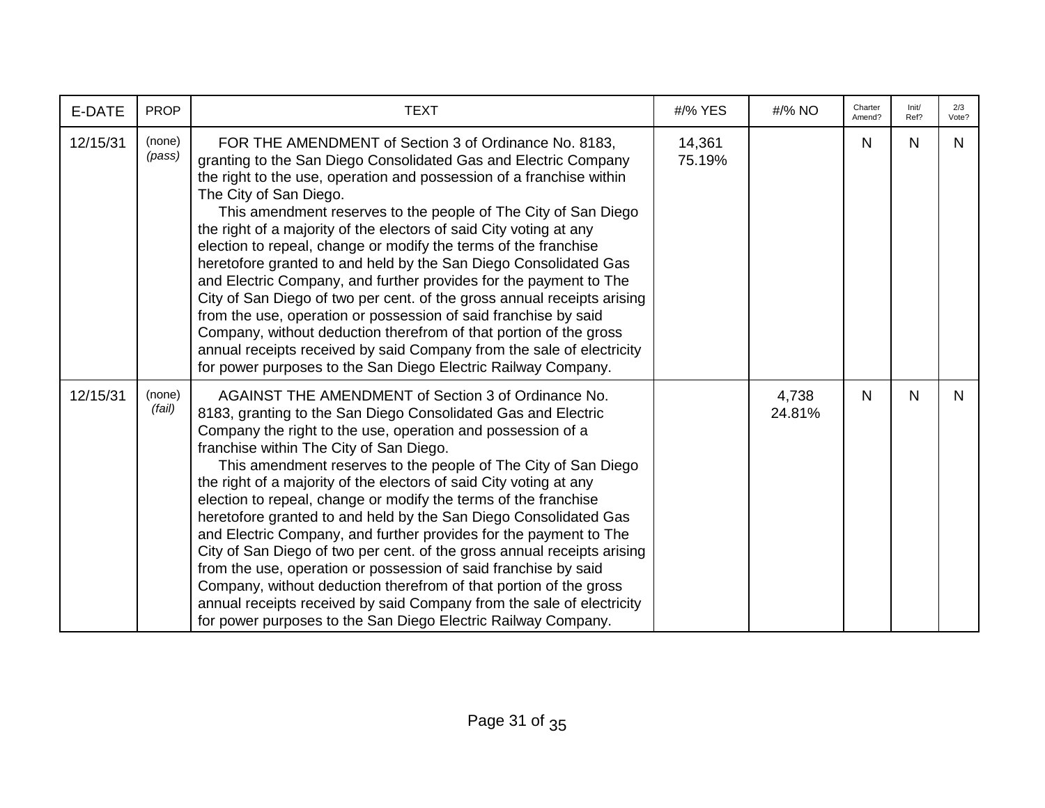| E-DATE | PROP | TEXT | #/% YES | #/% NO | Charter Amend? | Init/ Ref? | 2/3 Vote? |
|---|---|---|---|---|---|---|---|
| 12/15/31 | (none) *(pass)* | FOR THE AMENDMENT of Section 3 of Ordinance No. 8183, granting to the San Diego Consolidated Gas and Electric Company the right to the use, operation and possession of a franchise within The City of San Diego. This amendment reserves to the people of The City of San Diego the right of a majority of the electors of said City voting at any election to repeal, change or modify the terms of the franchise heretofore granted to and held by the San Diego Consolidated Gas and Electric Company, and further provides for the payment to The City of San Diego of two per cent. of the gross annual receipts arising from the use, operation or possession of said franchise by said Company, without deduction therefrom of that portion of the gross annual receipts received by said Company from the sale of electricity for power purposes to the San Diego Electric Railway Company. | 14,361 75.19% | | N | N | N |
| 12/15/31 | (none) *(fail)* | AGAINST THE AMENDMENT of Section 3 of Ordinance No. 8183, granting to the San Diego Consolidated Gas and Electric Company the right to the use, operation and possession of a franchise within The City of San Diego. This amendment reserves to the people of The City of San Diego the right of a majority of the electors of said City voting at any election to repeal, change or modify the terms of the franchise heretofore granted to and held by the San Diego Consolidated Gas and Electric Company, and further provides for the payment to The City of San Diego of two per cent. of the gross annual receipts arising from the use, operation or possession of said franchise by said Company, without deduction therefrom of that portion of the gross annual receipts received by said Company from the sale of electricity for power purposes to the San Diego Electric Railway Company. | | 4,738 24.81% | N | N | N |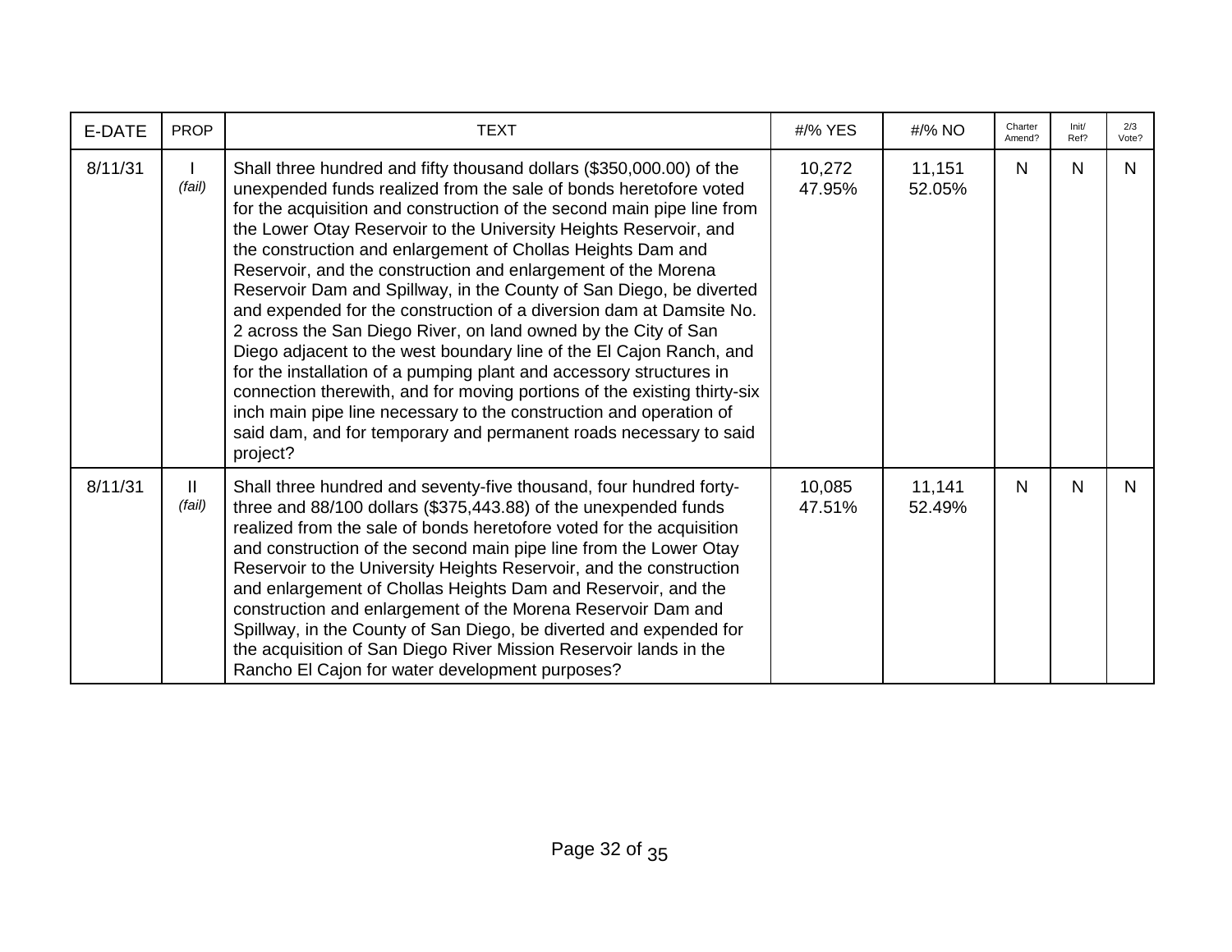| E-DATE | PROP | TEXT | #/% YES | #/% NO | Charter Amend? | Init/ Ref? | 2/3 Vote? |
| --- | --- | --- | --- | --- | --- | --- | --- |
| 8/11/31 | I *(fail)* | Shall three hundred and fifty thousand dollars ($350,000.00) of the unexpended funds realized from the sale of bonds heretofore voted for the acquisition and construction of the second main pipe line from the Lower Otay Reservoir to the University Heights Reservoir, and the construction and enlargement of Chollas Heights Dam and Reservoir, and the construction and enlargement of the Morena Reservoir Dam and Spillway, in the County of San Diego, be diverted and expended for the construction of a diversion dam at Damsite No. 2 across the San Diego River, on land owned by the City of San Diego adjacent to the west boundary line of the El Cajon Ranch, and for the installation of a pumping plant and accessory structures in connection therewith, and for moving portions of the existing thirty-six inch main pipe line necessary to the construction and operation of said dam, and for temporary and permanent roads necessary to said project? | 10,272 47.95% | 11,151 52.05% | N | N | N |
| 8/11/31 | II *(fail)* | Shall three hundred and seventy-five thousand, four hundred forty-three and 88/100 dollars ($375,443.88) of the unexpended funds realized from the sale of bonds heretofore voted for the acquisition and construction of the second main pipe line from the Lower Otay Reservoir to the University Heights Reservoir, and the construction and enlargement of Chollas Heights Dam and Reservoir, and the construction and enlargement of the Morena Reservoir Dam and Spillway, in the County of San Diego, be diverted and expended for the acquisition of San Diego River Mission Reservoir lands in the Rancho El Cajon for water development purposes? | 10,085 47.51% | 11,141 52.49% | N | N | N |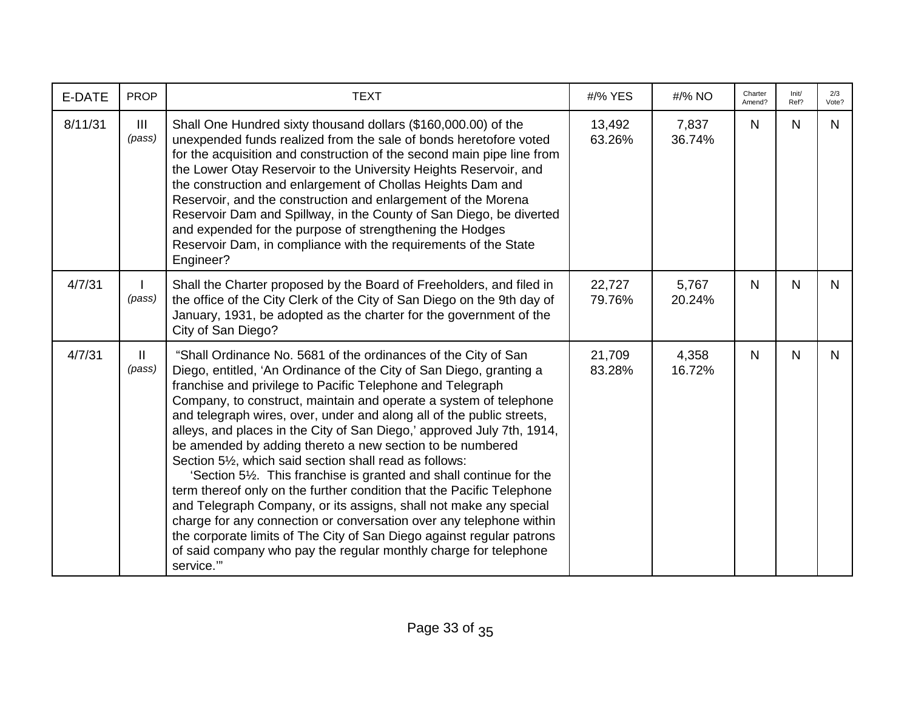| E-DATE | PROP | TEXT | #/% YES | #/% NO | Charter Amend? | Init/ Ref? | 2/3 Vote? |
|---|---|---|---|---|---|---|---|
| 8/11/31 | III *(pass)* | Shall One Hundred sixty thousand dollars ($160,000.00) of the unexpended funds realized from the sale of bonds heretofore voted for the acquisition and construction of the second main pipe line from the Lower Otay Reservoir to the University Heights Reservoir, and the construction and enlargement of Chollas Heights Dam and Reservoir, and the construction and enlargement of the Morena Reservoir Dam and Spillway, in the County of San Diego, be diverted and expended for the purpose of strengthening the Hodges Reservoir Dam, in compliance with the requirements of the State Engineer? | 13,492 63.26% | 7,837 36.74% | N | N | N |
| 4/7/31 | I *(pass)* | Shall the Charter proposed by the Board of Freeholders, and filed in the office of the City Clerk of the City of San Diego on the 9th day of January, 1931, be adopted as the charter for the government of the City of San Diego? | 22,727 79.76% | 5,767 20.24% | N | N | N |
| 4/7/31 | II *(pass)* | "Shall Ordinance No. 5681 of the ordinances of the City of San Diego, entitled, 'An Ordinance of the City of San Diego, granting a franchise and privilege to Pacific Telephone and Telegraph Company, to construct, maintain and operate a system of telephone and telegraph wires, over, under and along all of the public streets, alleys, and places in the City of San Diego,' approved July 7th, 1914, be amended by adding thereto a new section to be numbered Section 5½, which said section shall read as follows: 'Section 5½. This franchise is granted and shall continue for the term thereof only on the further condition that the Pacific Telephone and Telegraph Company, or its assigns, shall not make any special charge for any connection or conversation over any telephone within the corporate limits of The City of San Diego against regular patrons of said company who pay the regular monthly charge for telephone service.'" | 21,709 83.28% | 4,358 16.72% | N | N | N |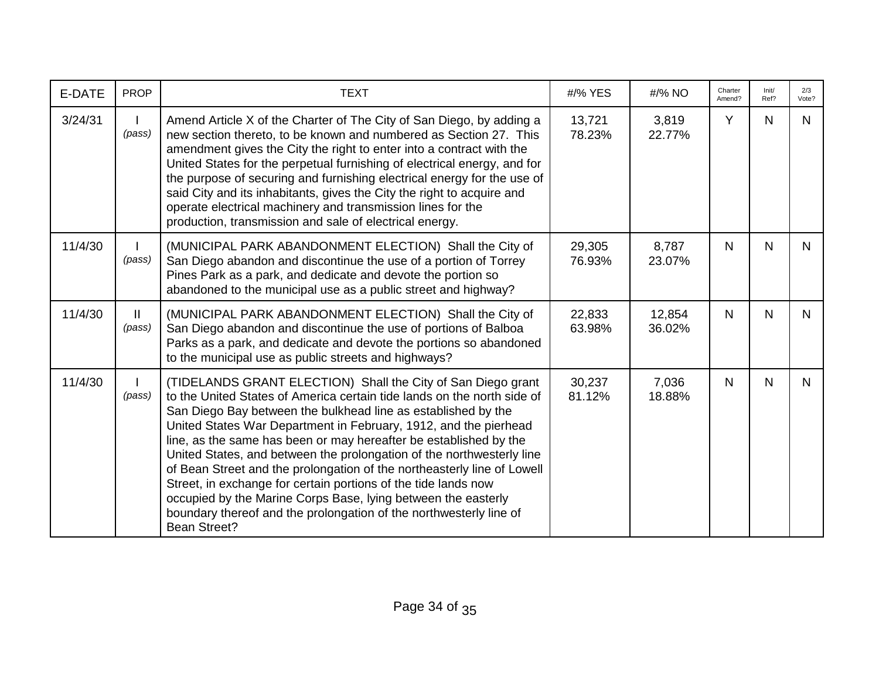| E-DATE | PROP | TEXT | #/% YES | #/% NO | Charter Amend? | Init/ Ref? | 2/3 Vote? |
|---|---|---|---|---|---|---|---|
| 3/24/31 | I *(pass)* | Amend Article X of the Charter of The City of San Diego, by adding a new section thereto, to be known and numbered as Section 27. This amendment gives the City the right to enter into a contract with the United States for the perpetual furnishing of electrical energy, and for the purpose of securing and furnishing electrical energy for the use of said City and its inhabitants, gives the City the right to acquire and operate electrical machinery and transmission lines for the production, transmission and sale of electrical energy. | 13,721 78.23% | 3,819 22.77% | Y | N | N |
| 11/4/30 | I *(pass)* | (MUNICIPAL PARK ABANDONMENT ELECTION) Shall the City of San Diego abandon and discontinue the use of a portion of Torrey Pines Park as a park, and dedicate and devote the portion so abandoned to the municipal use as a public street and highway? | 29,305 76.93% | 8,787 23.07% | N | N | N |
| 11/4/30 | II *(pass)* | (MUNICIPAL PARK ABANDONMENT ELECTION) Shall the City of San Diego abandon and discontinue the use of portions of Balboa Parks as a park, and dedicate and devote the portions so abandoned to the municipal use as public streets and highways? | 22,833 63.98% | 12,854 36.02% | N | N | N |
| 11/4/30 | I *(pass)* | (TIDELANDS GRANT ELECTION) Shall the City of San Diego grant to the United States of America certain tide lands on the north side of San Diego Bay between the bulkhead line as established by the United States War Department in February, 1912, and the pierhead line, as the same has been or may hereafter be established by the United States, and between the prolongation of the northwesterly line of Bean Street and the prolongation of the northeasterly line of Lowell Street, in exchange for certain portions of the tide lands now occupied by the Marine Corps Base, lying between the easterly boundary thereof and the prolongation of the northwesterly line of Bean Street? | 30,237 81.12% | 7,036 18.88% | N | N | N |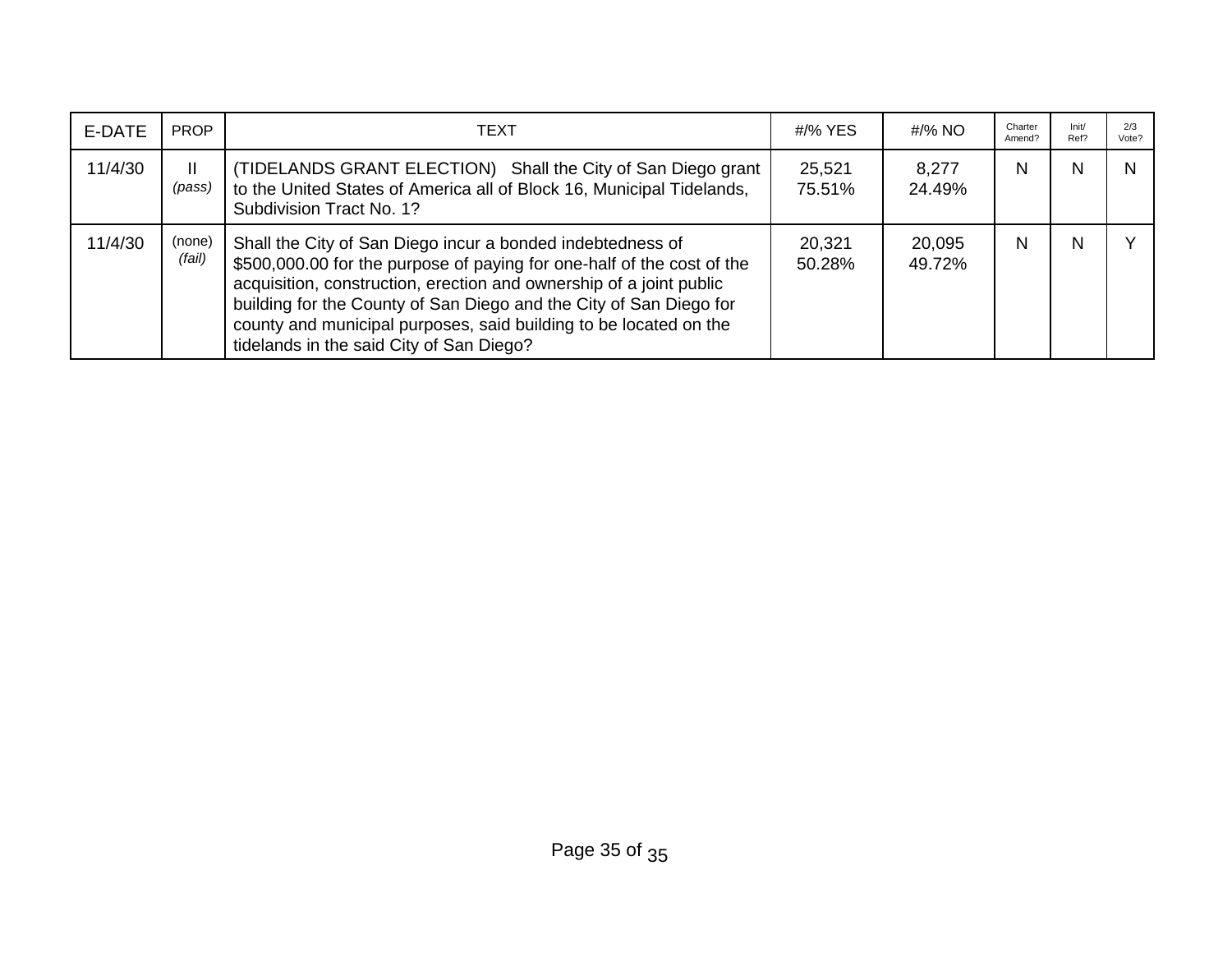| E-DATE | PROP | TEXT | #/% YES | #/% NO | Charter Amend? | Init/ Ref? | 2/3 Vote? |
|---|---|---|---|---|---|---|---|
| 11/4/30 | II *(pass)* | (TIDELANDS GRANT ELECTION) Shall the City of San Diego grant to the United States of America all of Block 16, Municipal Tidelands, Subdivision Tract No. 1? | 25,521 75.51% | 8,277 24.49% | N | N | N |
| 11/4/30 | (none) *(fail)* | Shall the City of San Diego incur a bonded indebtedness of $500,000.00 for the purpose of paying for one-half of the cost of the acquisition, construction, erection and ownership of a joint public building for the County of San Diego and the City of San Diego for county and municipal purposes, said building to be located on the tidelands in the said City of San Diego? | 20,321 50.28% | 20,095 49.72% | N | N | Y |